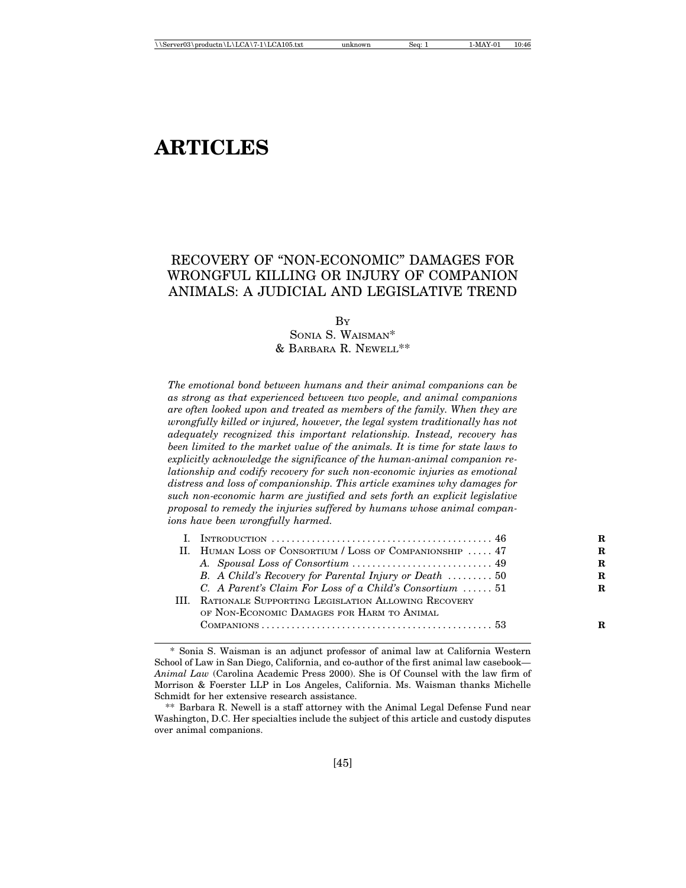# ARTICLES

## RECOVERY OF "NON-ECONOMIC" DAMAGES FOR WRONGFUL KILLING OR INJURY OF COMPANION ANIMALS: A JUDICIAL AND LEGISLATIVE TREND

By

Sonia S. Waisman*
& Barbara R. Newell**

*The emotional bond between humans and their animal companions can be as strong as that experienced between two people, and animal companions are often looked upon and treated as members of the family. When they are wrongfully killed or injured, however, the legal system traditionally has not adequately recognized this important relationship. Instead, recovery has been limited to the market value of the animals. It is time for state laws to explicitly acknowledge the significance of the human-animal companion relationship and codify recovery for such non-economic injuries as emotional distress and loss of companionship. This article examines why damages for such non-economic harm are justified and sets forth an explicit legislative proposal to remedy the injuries suffered by humans whose animal companions have been wrongfully harmed.*

I. Introduction ..... 46
II. Human Loss of Consortium / Loss of Companionship ..... 47
  A. *Spousal Loss of Consortium* ..... 49
  B. *A Child's Recovery for Parental Injury or Death* ..... 50
  C. *A Parent's Claim For Loss of a Child's Consortium* ..... 51
III. Rationale Supporting Legislation Allowing Recovery of Non-Economic Damages for Harm to Animal Companions ..... 53

---

\* Sonia S. Waisman is an adjunct professor of animal law at California Western School of Law in San Diego, California, and co-author of the first animal law casebook—*Animal Law* (Carolina Academic Press 2000). She is Of Counsel with the law firm of Morrison & Foerster LLP in Los Angeles, California. Ms. Waisman thanks Michelle Schmidt for her extensive research assistance.

\*\* Barbara R. Newell is a staff attorney with the Animal Legal Defense Fund near Washington, D.C. Her specialties include the subject of this article and custody disputes over animal companions.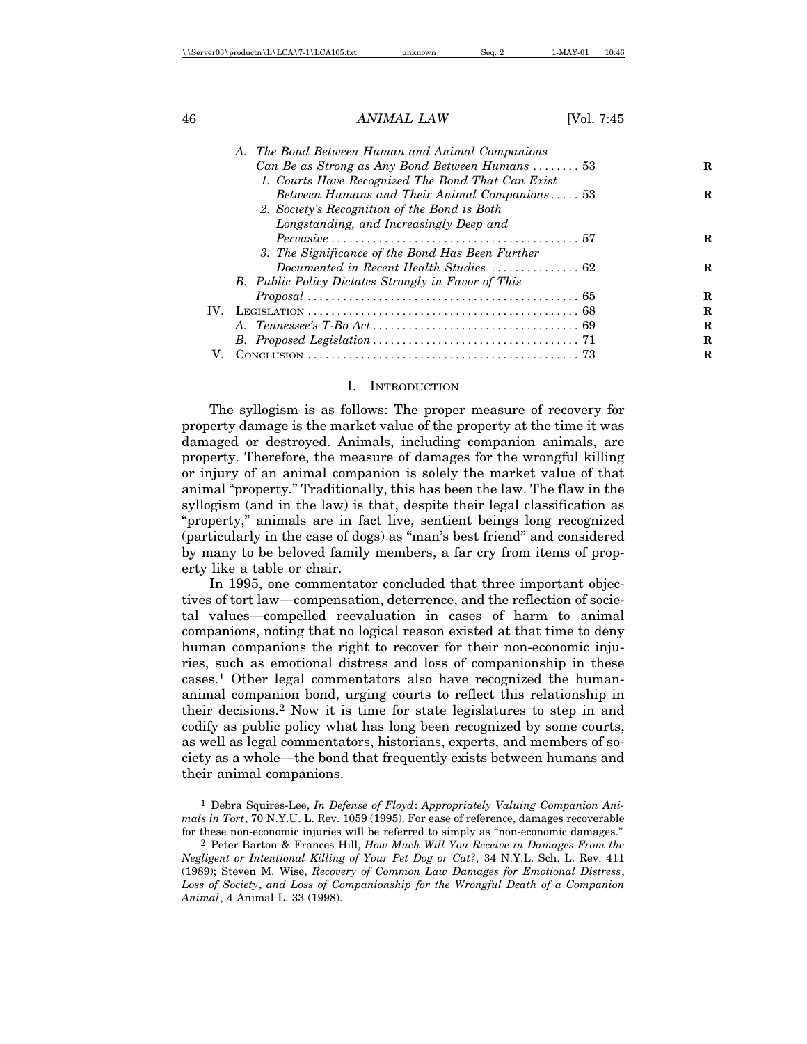*A. The Bond Between Human and Animal Companions Can Be as Strong as Any Bond Between Humans* ........ 53

*1. Courts Have Recognized The Bond That Can Exist Between Humans and Their Animal Companions* ..... 53

*2. Society's Recognition of the Bond is Both Longstanding, and Increasingly Deep and Pervasive* ........ 57

*3. The Significance of the Bond Has Been Further Documented in Recent Health Studies* ............... 62

*B. Public Policy Dictates Strongly in Favor of This Proposal* ........ 65

IV. LEGISLATION ........ 68

*A. Tennessee's T-Bo Act* ........ 69

*B. Proposed Legislation* ........ 71

V. CONCLUSION ........ 73

## I. INTRODUCTION

The syllogism is as follows: The proper measure of recovery for property damage is the market value of the property at the time it was damaged or destroyed. Animals, including companion animals, are property. Therefore, the measure of damages for the wrongful killing or injury of an animal companion is solely the market value of that animal "property." Traditionally, this has been the law. The flaw in the syllogism (and in the law) is that, despite their legal classification as "property," animals are in fact live, sentient beings long recognized (particularly in the case of dogs) as "man's best friend" and considered by many to be beloved family members, a far cry from items of property like a table or chair.

In 1995, one commentator concluded that three important objectives of tort law—compensation, deterrence, and the reflection of societal values—compelled reevaluation in cases of harm to animal companions, noting that no logical reason existed at that time to deny human companions the right to recover for their non-economic injuries, such as emotional distress and loss of companionship in these cases.[1] Other legal commentators also have recognized the human-animal companion bond, urging courts to reflect this relationship in their decisions.[2] Now it is time for state legislatures to step in and codify as public policy what has long been recognized by some courts, as well as legal commentators, historians, experts, and members of society as a whole—the bond that frequently exists between humans and their animal companions.

[1] Debra Squires-Lee, *In Defense of Floyd*: *Appropriately Valuing Companion Animals in Tort*, 70 N.Y.U. L. Rev. 1059 (1995). For ease of reference, damages recoverable for these non-economic injuries will be referred to simply as "non-economic damages."

[2] Peter Barton & Frances Hill, *How Much Will You Receive in Damages From the Negligent or Intentional Killing of Your Pet Dog or Cat?*, 34 N.Y.L. Sch. L. Rev. 411 (1989); Steven M. Wise, *Recovery of Common Law Damages for Emotional Distress*, *Loss of Society*, *and Loss of Companionship for the Wrongful Death of a Companion Animal*, 4 Animal L. 33 (1998).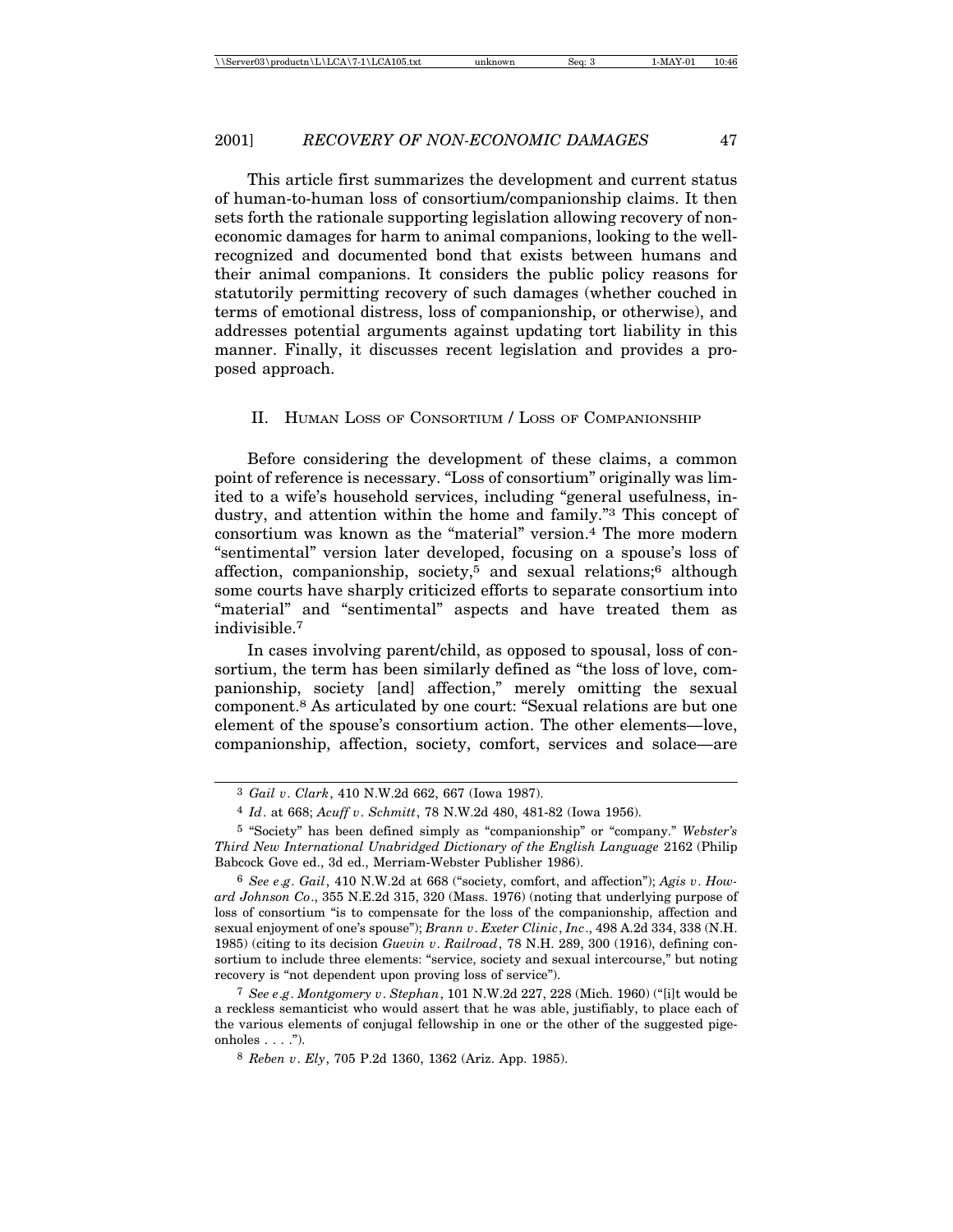This article first summarizes the development and current status of human-to-human loss of consortium/companionship claims. It then sets forth the rationale supporting legislation allowing recovery of non-economic damages for harm to animal companions, looking to the well-recognized and documented bond that exists between humans and their animal companions. It considers the public policy reasons for statutorily permitting recovery of such damages (whether couched in terms of emotional distress, loss of companionship, or otherwise), and addresses potential arguments against updating tort liability in this manner. Finally, it discusses recent legislation and provides a proposed approach.

## II. Human Loss of Consortium / Loss of Companionship

Before considering the development of these claims, a common point of reference is necessary. "Loss of consortium" originally was limited to a wife's household services, including "general usefulness, industry, and attention within the home and family."[3] This concept of consortium was known as the "material" version.[4] The more modern "sentimental" version later developed, focusing on a spouse's loss of affection, companionship, society,[5] and sexual relations;[6] although some courts have sharply criticized efforts to separate consortium into "material" and "sentimental" aspects and have treated them as indivisible.[7]

In cases involving parent/child, as opposed to spousal, loss of consortium, the term has been similarly defined as "the loss of love, companionship, society [and] affection," merely omitting the sexual component.[8] As articulated by one court: "Sexual relations are but one element of the spouse's consortium action. The other elements—love, companionship, affection, society, comfort, services and solace—are

---

[3] *Gail v. Clark*, 410 N.W.2d 662, 667 (Iowa 1987).

[4] *Id.* at 668; *Acuff v. Schmitt*, 78 N.W.2d 480, 481-82 (Iowa 1956).

[5] "Society" has been defined simply as "companionship" or "company." *Webster's Third New International Unabridged Dictionary of the English Language* 2162 (Philip Babcock Gove ed., 3d ed., Merriam-Webster Publisher 1986).

[6] *See e.g. Gail*, 410 N.W.2d at 668 ("society, comfort, and affection"); *Agis v. Howard Johnson Co.*, 355 N.E.2d 315, 320 (Mass. 1976) (noting that underlying purpose of loss of consortium "is to compensate for the loss of the companionship, affection and sexual enjoyment of one's spouse"); *Brann v. Exeter Clinic, Inc.*, 498 A.2d 334, 338 (N.H. 1985) (citing to its decision *Guevin v. Railroad*, 78 N.H. 289, 300 (1916), defining consortium to include three elements: "service, society and sexual intercourse," but noting recovery is "not dependent upon proving loss of service").

[7] *See e.g. Montgomery v. Stephan*, 101 N.W.2d 227, 228 (Mich. 1960) ("[i]t would be a reckless semanticist who would assert that he was able, justifiably, to place each of the various elements of conjugal fellowship in one or the other of the suggested pigeonholes . . . .").

[8] *Reben v. Ely*, 705 P.2d 1360, 1362 (Ariz. App. 1985).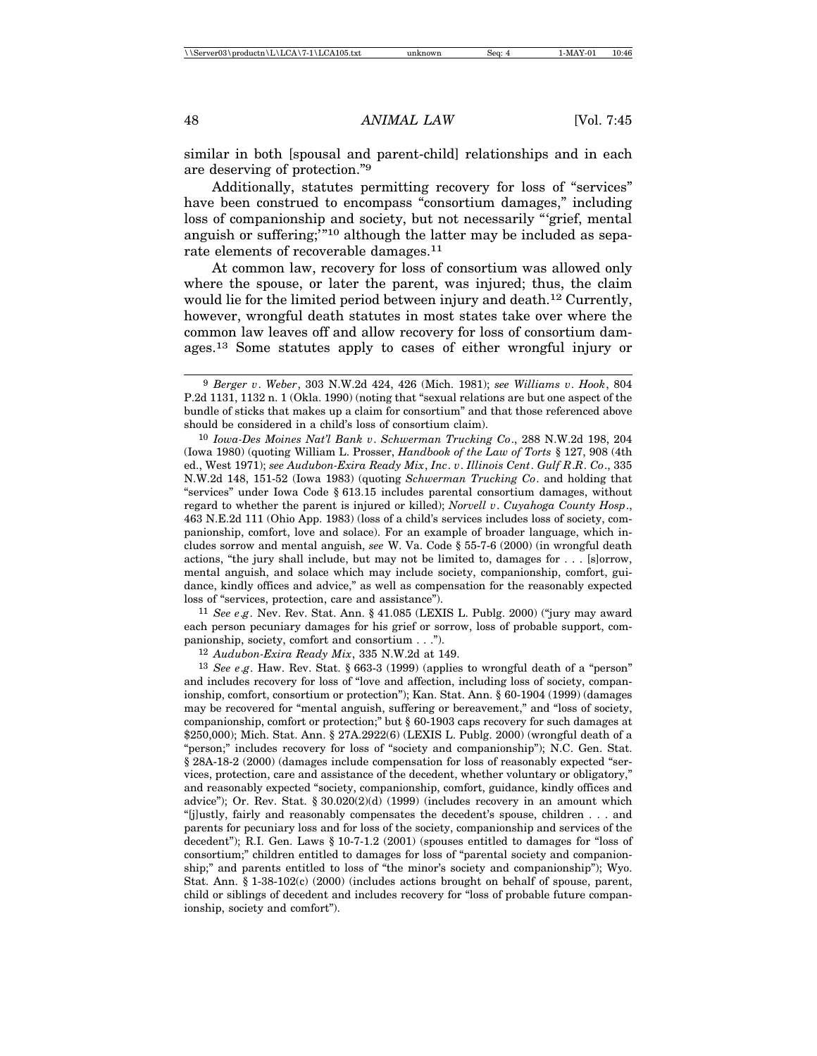similar in both [spousal and parent-child] relationships and in each are deserving of protection."[9]

Additionally, statutes permitting recovery for loss of "services" have been construed to encompass "consortium damages," including loss of companionship and society, but not necessarily "'grief, mental anguish or suffering;'"[10] although the latter may be included as separate elements of recoverable damages.[11]

At common law, recovery for loss of consortium was allowed only where the spouse, or later the parent, was injured; thus, the claim would lie for the limited period between injury and death.[12] Currently, however, wrongful death statutes in most states take over where the common law leaves off and allow recovery for loss of consortium damages.[13] Some statutes apply to cases of either wrongful injury or

---

[9] *Berger v. Weber*, 303 N.W.2d 424, 426 (Mich. 1981); *see Williams v. Hook*, 804 P.2d 1131, 1132 n. 1 (Okla. 1990) (noting that "sexual relations are but one aspect of the bundle of sticks that makes up a claim for consortium" and that those referenced above should be considered in a child's loss of consortium claim).

[10] *Iowa-Des Moines Nat'l Bank v. Schwerman Trucking Co*., 288 N.W.2d 198, 204 (Iowa 1980) (quoting William L. Prosser, *Handbook of the Law of Torts* § 127, 908 (4th ed., West 1971); *see Audubon-Exira Ready Mix, Inc. v. Illinois Cent. Gulf R.R. Co*., 335 N.W.2d 148, 151-52 (Iowa 1983) (quoting *Schwerman Trucking Co*. and holding that "services" under Iowa Code § 613.15 includes parental consortium damages, without regard to whether the parent is injured or killed); *Norvell v. Cuyahoga County Hosp*., 463 N.E.2d 111 (Ohio App. 1983) (loss of a child's services includes loss of society, companionship, comfort, love and solace). For an example of broader language, which includes sorrow and mental anguish, *see* W. Va. Code § 55-7-6 (2000) (in wrongful death actions, "the jury shall include, but may not be limited to, damages for . . . [s]orrow, mental anguish, and solace which may include society, companionship, comfort, guidance, kindly offices and advice," as well as compensation for the reasonably expected loss of "services, protection, care and assistance").

[11] *See e.g*. Nev. Rev. Stat. Ann. § 41.085 (LEXIS L. Publg. 2000) ("jury may award each person pecuniary damages for his grief or sorrow, loss of probable support, companionship, society, comfort and consortium . . .").

[12] *Audubon-Exira Ready Mix*, 335 N.W.2d at 149.

[13] *See e.g*. Haw. Rev. Stat. § 663-3 (1999) (applies to wrongful death of a "person" and includes recovery for loss of "love and affection, including loss of society, companionship, comfort, consortium or protection"); Kan. Stat. Ann. § 60-1904 (1999) (damages may be recovered for "mental anguish, suffering or bereavement," and "loss of society, companionship, comfort or protection;" but § 60-1903 caps recovery for such damages at $250,000); Mich. Stat. Ann. § 27A.2922(6) (LEXIS L. Publg. 2000) (wrongful death of a "person;" includes recovery for loss of "society and companionship"); N.C. Gen. Stat. § 28A-18-2 (2000) (damages include compensation for loss of reasonably expected "services, protection, care and assistance of the decedent, whether voluntary or obligatory," and reasonably expected "society, companionship, comfort, guidance, kindly offices and advice"); Or. Rev. Stat. § 30.020(2)(d) (1999) (includes recovery in an amount which "[j]ustly, fairly and reasonably compensates the decedent's spouse, children . . . and parents for pecuniary loss and for loss of the society, companionship and services of the decedent"); R.I. Gen. Laws § 10-7-1.2 (2001) (spouses entitled to damages for "loss of consortium;" children entitled to damages for "parental society and companionship;" and parents entitled to loss of "the minor's society and companionship"); Wyo. Stat. Ann. § 1-38-102(c) (2000) (includes actions brought on behalf of spouse, parent, child or siblings of decedent and includes recovery for "loss of probable future companionship, society and comfort").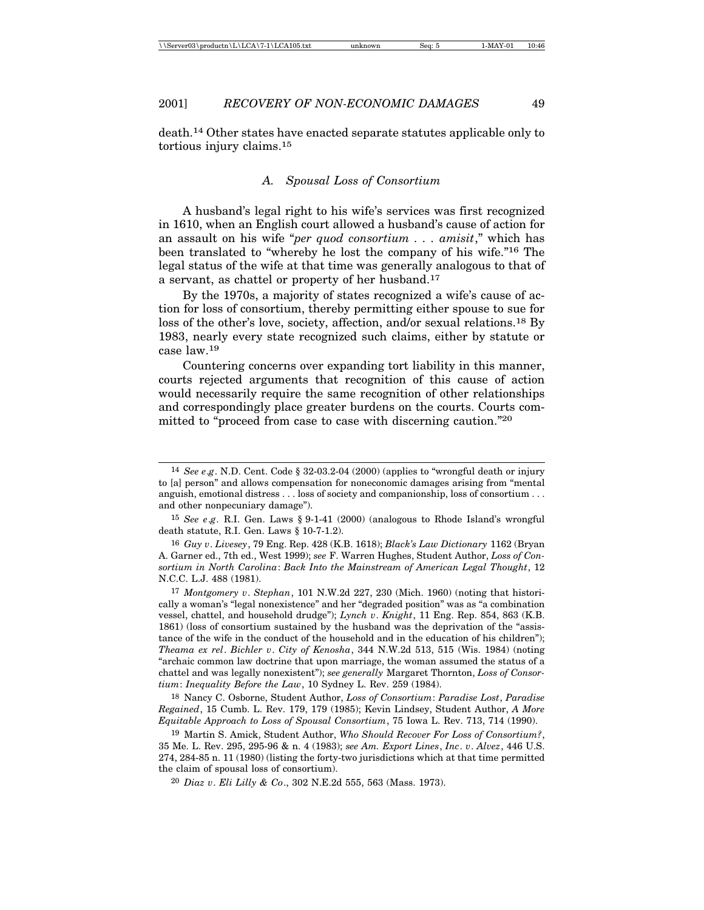death.[14] Other states have enacted separate statutes applicable only to tortious injury claims.[15]

### A. *Spousal Loss of Consortium*

A husband's legal right to his wife's services was first recognized in 1610, when an English court allowed a husband's cause of action for an assault on his wife "*per quod consortium . . . amisit*," which has been translated to "whereby he lost the company of his wife."[16] The legal status of the wife at that time was generally analogous to that of a servant, as chattel or property of her husband.[17]

By the 1970s, a majority of states recognized a wife's cause of action for loss of consortium, thereby permitting either spouse to sue for loss of the other's love, society, affection, and/or sexual relations.[18] By 1983, nearly every state recognized such claims, either by statute or case law.[19]

Countering concerns over expanding tort liability in this manner, courts rejected arguments that recognition of this cause of action would necessarily require the same recognition of other relationships and correspondingly place greater burdens on the courts. Courts committed to "proceed from case to case with discerning caution."[20]

---

[14] *See e.g*. N.D. Cent. Code § 32-03.2-04 (2000) (applies to "wrongful death or injury to [a] person" and allows compensation for noneconomic damages arising from "mental anguish, emotional distress . . . loss of society and companionship, loss of consortium . . . and other nonpecuniary damage").

[15] *See e.g*. R.I. Gen. Laws § 9-1-41 (2000) (analogous to Rhode Island's wrongful death statute, R.I. Gen. Laws § 10-7-1.2).

[16] *Guy v. Livesey*, 79 Eng. Rep. 428 (K.B. 1618); *Black's Law Dictionary* 1162 (Bryan A. Garner ed., 7th ed., West 1999); *see* F. Warren Hughes, Student Author, *Loss of Consortium in North Carolina*: *Back Into the Mainstream of American Legal Thought*, 12 N.C.C. L.J. 488 (1981).

[17] *Montgomery v. Stephan*, 101 N.W.2d 227, 230 (Mich. 1960) (noting that historically a woman's "legal nonexistence" and her "degraded position" was as "a combination vessel, chattel, and household drudge"); *Lynch v. Knight*, 11 Eng. Rep. 854, 863 (K.B. 1861) (loss of consortium sustained by the husband was the deprivation of the "assistance of the wife in the conduct of the household and in the education of his children"); *Theama ex rel. Bichler v. City of Kenosha*, 344 N.W.2d 513, 515 (Wis. 1984) (noting "archaic common law doctrine that upon marriage, the woman assumed the status of a chattel and was legally nonexistent"); *see generally* Margaret Thornton, *Loss of Consortium*: *Inequality Before the Law*, 10 Sydney L. Rev. 259 (1984).

[18] Nancy C. Osborne, Student Author, *Loss of Consortium*: *Paradise Lost*, *Paradise Regained*, 15 Cumb. L. Rev. 179, 179 (1985); Kevin Lindsey, Student Author, *A More Equitable Approach to Loss of Spousal Consortium*, 75 Iowa L. Rev. 713, 714 (1990).

[19] Martin S. Amick, Student Author, *Who Should Recover For Loss of Consortium?*, 35 Me. L. Rev. 295, 295-96 & n. 4 (1983); *see Am. Export Lines*, *Inc. v. Alvez*, 446 U.S. 274, 284-85 n. 11 (1980) (listing the forty-two jurisdictions which at that time permitted the claim of spousal loss of consortium).

[20] *Diaz v. Eli Lilly & Co*., 302 N.E.2d 555, 563 (Mass. 1973).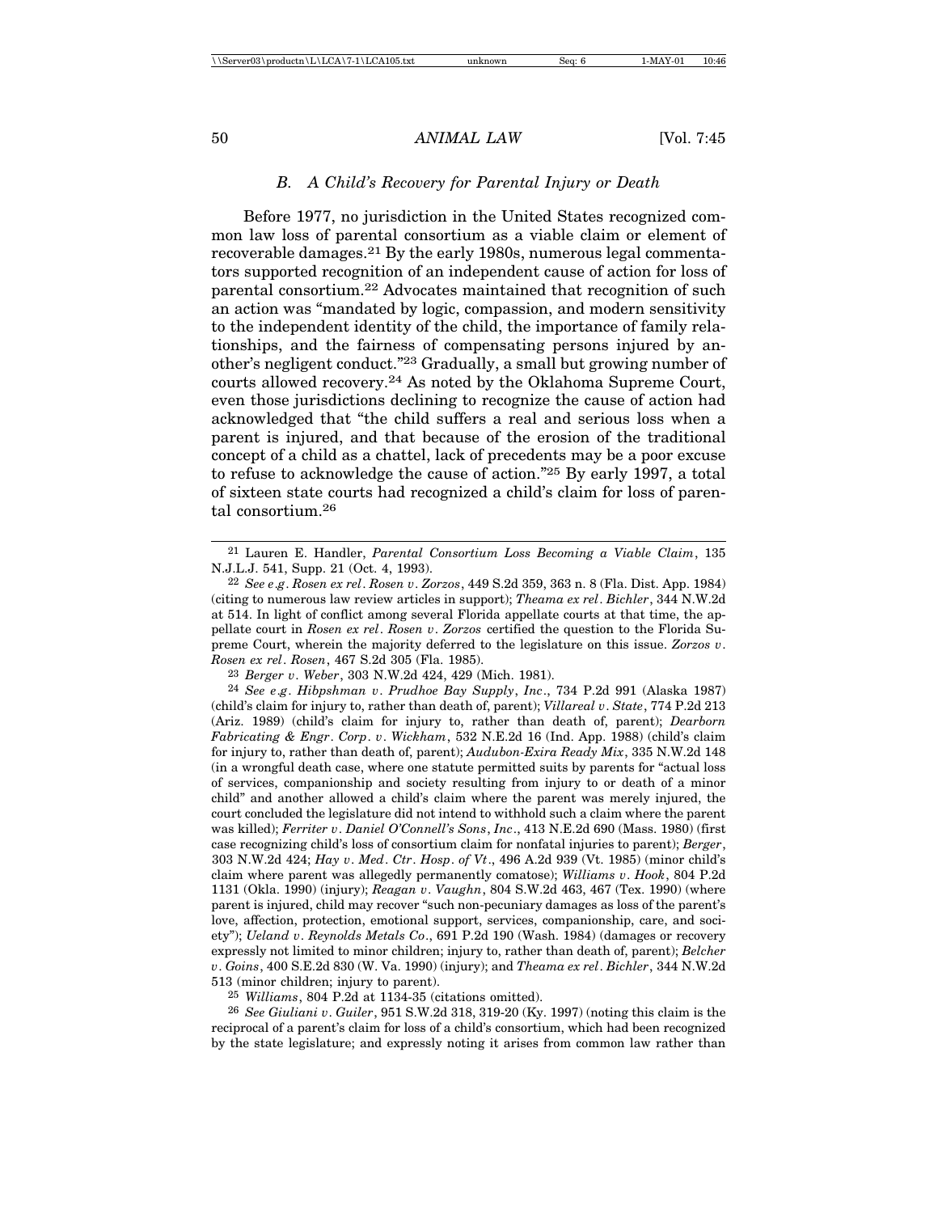### *B. A Child's Recovery for Parental Injury or Death*

Before 1977, no jurisdiction in the United States recognized common law loss of parental consortium as a viable claim or element of recoverable damages.[21] By the early 1980s, numerous legal commentators supported recognition of an independent cause of action for loss of parental consortium.[22] Advocates maintained that recognition of such an action was "mandated by logic, compassion, and modern sensitivity to the independent identity of the child, the importance of family relationships, and the fairness of compensating persons injured by another's negligent conduct."[23] Gradually, a small but growing number of courts allowed recovery.[24] As noted by the Oklahoma Supreme Court, even those jurisdictions declining to recognize the cause of action had acknowledged that "the child suffers a real and serious loss when a parent is injured, and that because of the erosion of the traditional concept of a child as a chattel, lack of precedents may be a poor excuse to refuse to acknowledge the cause of action."[25] By early 1997, a total of sixteen state courts had recognized a child's claim for loss of parental consortium.[26]

---

[21] Lauren E. Handler, *Parental Consortium Loss Becoming a Viable Claim*, 135 N.J.L.J. 541, Supp. 21 (Oct. 4, 1993).

[22] *See e.g. Rosen ex rel. Rosen v. Zorzos*, 449 S.2d 359, 363 n. 8 (Fla. Dist. App. 1984) (citing to numerous law review articles in support); *Theama ex rel. Bichler*, 344 N.W.2d at 514. In light of conflict among several Florida appellate courts at that time, the appellate court in *Rosen ex rel. Rosen v. Zorzos* certified the question to the Florida Supreme Court, wherein the majority deferred to the legislature on this issue. *Zorzos v. Rosen ex rel. Rosen*, 467 S.2d 305 (Fla. 1985).

[23] *Berger v. Weber*, 303 N.W.2d 424, 429 (Mich. 1981).

[24] *See e.g. Hibpshman v. Prudhoe Bay Supply, Inc.*, 734 P.2d 991 (Alaska 1987) (child's claim for injury to, rather than death of, parent); *Villareal v. State*, 774 P.2d 213 (Ariz. 1989) (child's claim for injury to, rather than death of, parent); *Dearborn Fabricating & Engr. Corp. v. Wickham*, 532 N.E.2d 16 (Ind. App. 1988) (child's claim for injury to, rather than death of, parent); *Audubon-Exira Ready Mix*, 335 N.W.2d 148 (in a wrongful death case, where one statute permitted suits by parents for "actual loss of services, companionship and society resulting from injury to or death of a minor child" and another allowed a child's claim where the parent was merely injured, the court concluded the legislature did not intend to withhold such a claim where the parent was killed); *Ferriter v. Daniel O'Connell's Sons, Inc.*, 413 N.E.2d 690 (Mass. 1980) (first case recognizing child's loss of consortium claim for nonfatal injuries to parent); *Berger*, 303 N.W.2d 424; *Hay v. Med. Ctr. Hosp. of Vt.*, 496 A.2d 939 (Vt. 1985) (minor child's claim where parent was allegedly permanently comatose); *Williams v. Hook*, 804 P.2d 1131 (Okla. 1990) (injury); *Reagan v. Vaughn*, 804 S.W.2d 463, 467 (Tex. 1990) (where parent is injured, child may recover "such non-pecuniary damages as loss of the parent's love, affection, protection, emotional support, services, companionship, care, and society"); *Ueland v. Reynolds Metals Co.*, 691 P.2d 190 (Wash. 1984) (damages or recovery expressly not limited to minor children; injury to, rather than death of, parent); *Belcher v. Goins*, 400 S.E.2d 830 (W. Va. 1990) (injury); and *Theama ex rel. Bichler*, 344 N.W.2d 513 (minor children; injury to parent).

[25] *Williams*, 804 P.2d at 1134-35 (citations omitted).

[26] *See Giuliani v. Guiler*, 951 S.W.2d 318, 319-20 (Ky. 1997) (noting this claim is the reciprocal of a parent's claim for loss of a child's consortium, which had been recognized by the state legislature; and expressly noting it arises from common law rather than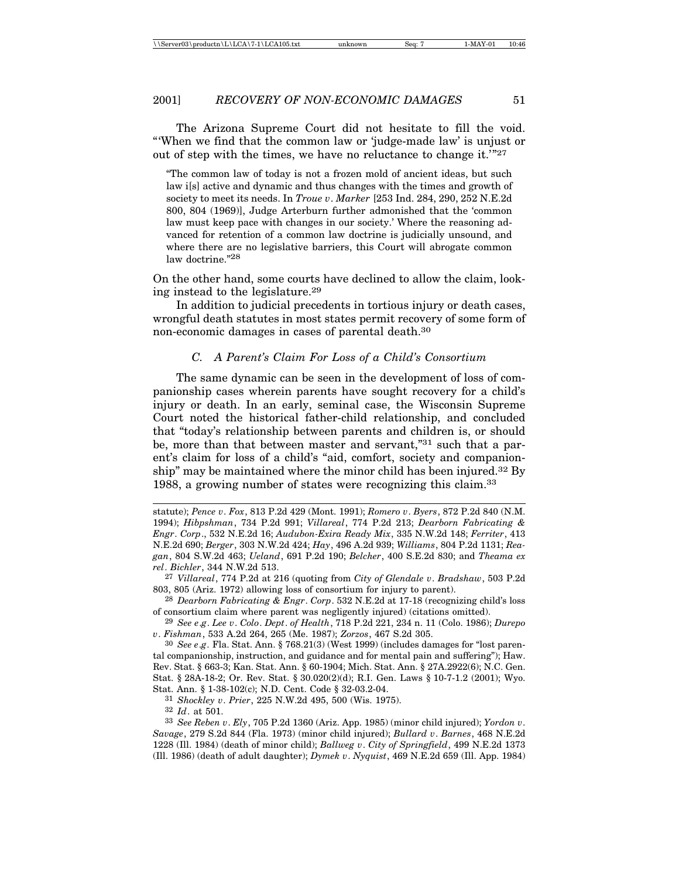The Arizona Supreme Court did not hesitate to fill the void. "'When we find that the common law or 'judge-made law' is unjust or out of step with the times, we have no reluctance to change it.'"[27]

> "The common law of today is not a frozen mold of ancient ideas, but such law i[s] active and dynamic and thus changes with the times and growth of society to meet its needs. In *Troue v. Marker* [253 Ind. 284, 290, 252 N.E.2d 800, 804 (1969)], Judge Arterburn further admonished that the 'common law must keep pace with changes in our society.' Where the reasoning advanced for retention of a common law doctrine is judicially unsound, and where there are no legislative barriers, this Court will abrogate common law doctrine."[28]

On the other hand, some courts have declined to allow the claim, looking instead to the legislature.[29]

In addition to judicial precedents in tortious injury or death cases, wrongful death statutes in most states permit recovery of some form of non-economic damages in cases of parental death.[30]

### *C. A Parent's Claim For Loss of a Child's Consortium*

The same dynamic can be seen in the development of loss of companionship cases wherein parents have sought recovery for a child's injury or death. In an early, seminal case, the Wisconsin Supreme Court noted the historical father-child relationship, and concluded that "today's relationship between parents and children is, or should be, more than that between master and servant,"[31] such that a parent's claim for loss of a child's "aid, comfort, society and companionship" may be maintained where the minor child has been injured.[32] By 1988, a growing number of states were recognizing this claim.[33]

---

statute); *Pence v. Fox*, 813 P.2d 429 (Mont. 1991); *Romero v. Byers*, 872 P.2d 840 (N.M. 1994); *Hibpshman*, 734 P.2d 991; *Villareal*, 774 P.2d 213; *Dearborn Fabricating & Engr. Corp.*, 532 N.E.2d 16; *Audubon-Exira Ready Mix*, 335 N.W.2d 148; *Ferriter*, 413 N.E.2d 690; *Berger*, 303 N.W.2d 424; *Hay*, 496 A.2d 939; *Williams*, 804 P.2d 1131; *Reagan*, 804 S.W.2d 463; *Ueland*, 691 P.2d 190; *Belcher*, 400 S.E.2d 830; and *Theama ex rel. Bichler*, 344 N.W.2d 513.

[27] *Villareal*, 774 P.2d at 216 (quoting from *City of Glendale v. Bradshaw*, 503 P.2d 803, 805 (Ariz. 1972) allowing loss of consortium for injury to parent).

[28] *Dearborn Fabricating & Engr. Corp.* 532 N.E.2d at 17-18 (recognizing child's loss of consortium claim where parent was negligently injured) (citations omitted).

[29] *See e.g. Lee v. Colo. Dept. of Health*, 718 P.2d 221, 234 n. 11 (Colo. 1986); *Durepo v. Fishman*, 533 A.2d 264, 265 (Me. 1987); *Zorzos*, 467 S.2d 305.

[30] *See e.g.* Fla. Stat. Ann. § 768.21(3) (West 1999) (includes damages for "lost parental companionship, instruction, and guidance and for mental pain and suffering"); Haw. Rev. Stat. § 663-3; Kan. Stat. Ann. § 60-1904; Mich. Stat. Ann. § 27A.2922(6); N.C. Gen. Stat. § 28A-18-2; Or. Rev. Stat. § 30.020(2)(d); R.I. Gen. Laws § 10-7-1.2 (2001); Wyo. Stat. Ann. § 1-38-102(c); N.D. Cent. Code § 32-03.2-04.

[31] *Shockley v. Prier*, 225 N.W.2d 495, 500 (Wis. 1975).

[32] *Id.* at 501.

[33] *See Reben v. Ely*, 705 P.2d 1360 (Ariz. App. 1985) (minor child injured); *Yordon v. Savage*, 279 S.2d 844 (Fla. 1973) (minor child injured); *Bullard v. Barnes*, 468 N.E.2d 1228 (Ill. 1984) (death of minor child); *Ballweg v. City of Springfield*, 499 N.E.2d 1373 (Ill. 1986) (death of adult daughter); *Dymek v. Nyquist*, 469 N.E.2d 659 (Ill. App. 1984)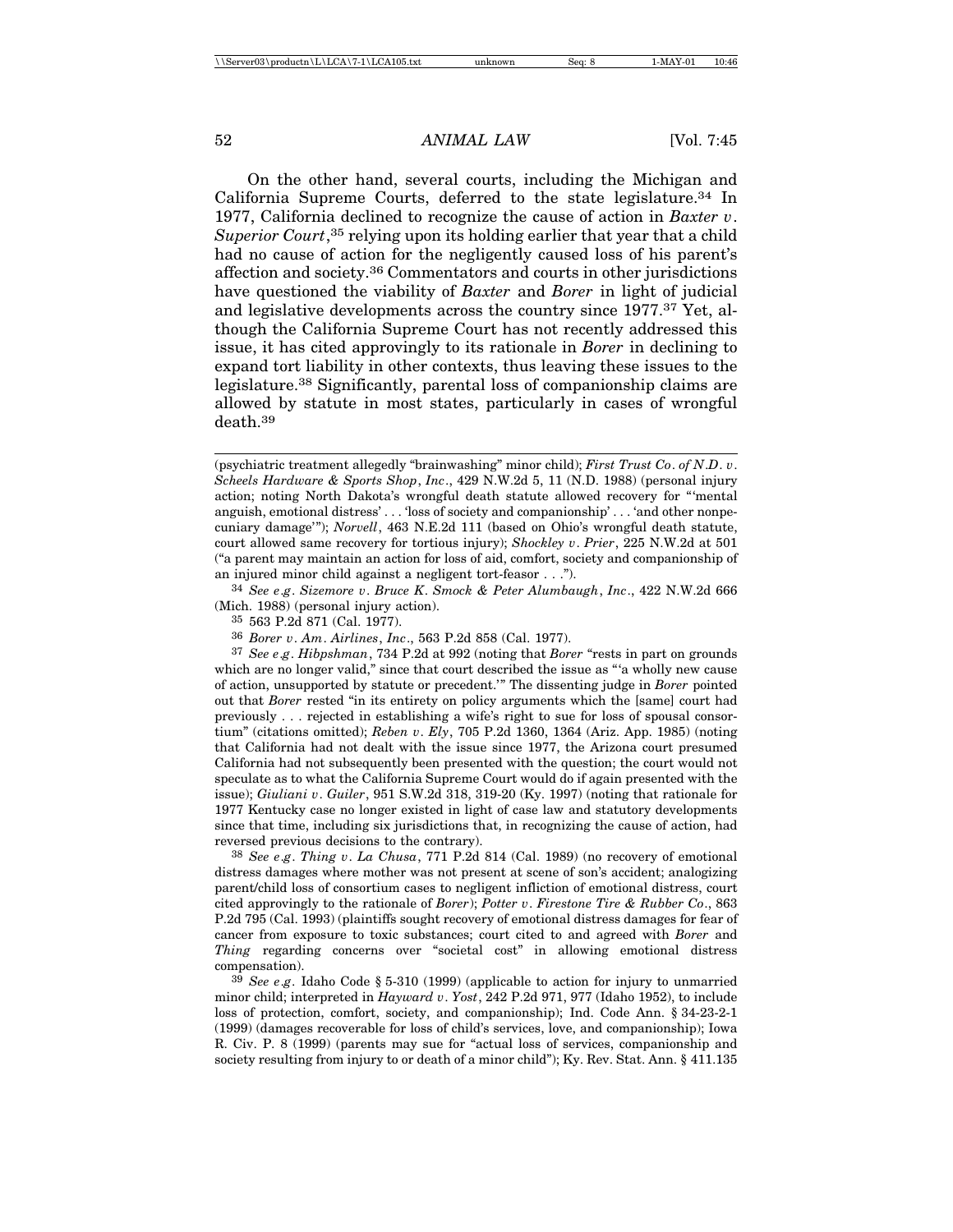On the other hand, several courts, including the Michigan and California Supreme Courts, deferred to the state legislature.[34] In 1977, California declined to recognize the cause of action in *Baxter v. Superior Court*,[35] relying upon its holding earlier that year that a child had no cause of action for the negligently caused loss of his parent's affection and society.[36] Commentators and courts in other jurisdictions have questioned the viability of *Baxter* and *Borer* in light of judicial and legislative developments across the country since 1977.[37] Yet, although the California Supreme Court has not recently addressed this issue, it has cited approvingly to its rationale in *Borer* in declining to expand tort liability in other contexts, thus leaving these issues to the legislature.[38] Significantly, parental loss of companionship claims are allowed by statute in most states, particularly in cases of wrongful death.[39]

---

(psychiatric treatment allegedly "brainwashing" minor child); *First Trust Co. of N.D. v. Scheels Hardware & Sports Shop, Inc.*, 429 N.W.2d 5, 11 (N.D. 1988) (personal injury action; noting North Dakota's wrongful death statute allowed recovery for "'mental anguish, emotional distress' . . . 'loss of society and companionship' . . . 'and other nonpecuniary damage'"); *Norvell*, 463 N.E.2d 111 (based on Ohio's wrongful death statute, court allowed same recovery for tortious injury); *Shockley v. Prier*, 225 N.W.2d at 501 ("a parent may maintain an action for loss of aid, comfort, society and companionship of an injured minor child against a negligent tort-feasor . . .").

[34] *See e.g. Sizemore v. Bruce K. Smock & Peter Alumbaugh, Inc.*, 422 N.W.2d 666 (Mich. 1988) (personal injury action).

[35] 563 P.2d 871 (Cal. 1977).

[36] *Borer v. Am. Airlines, Inc.*, 563 P.2d 858 (Cal. 1977).

[37] *See e.g. Hibpshman*, 734 P.2d at 992 (noting that *Borer* "rests in part on grounds which are no longer valid," since that court described the issue as "'a wholly new cause of action, unsupported by statute or precedent.'" The dissenting judge in *Borer* pointed out that *Borer* rested "in its entirety on policy arguments which the [same] court had previously . . . rejected in establishing a wife's right to sue for loss of spousal consortium" (citations omitted); *Reben v. Ely*, 705 P.2d 1360, 1364 (Ariz. App. 1985) (noting that California had not dealt with the issue since 1977, the Arizona court presumed California had not subsequently been presented with the question; the court would not speculate as to what the California Supreme Court would do if again presented with the issue); *Giuliani v. Guiler*, 951 S.W.2d 318, 319-20 (Ky. 1997) (noting that rationale for 1977 Kentucky case no longer existed in light of case law and statutory developments since that time, including six jurisdictions that, in recognizing the cause of action, had reversed previous decisions to the contrary).

[38] *See e.g. Thing v. La Chusa*, 771 P.2d 814 (Cal. 1989) (no recovery of emotional distress damages where mother was not present at scene of son's accident; analogizing parent/child loss of consortium cases to negligent infliction of emotional distress, court cited approvingly to the rationale of *Borer*); *Potter v. Firestone Tire & Rubber Co.*, 863 P.2d 795 (Cal. 1993) (plaintiffs sought recovery of emotional distress damages for fear of cancer from exposure to toxic substances; court cited to and agreed with *Borer* and *Thing* regarding concerns over "societal cost" in allowing emotional distress compensation).

[39] *See e.g.* Idaho Code § 5-310 (1999) (applicable to action for injury to unmarried minor child; interpreted in *Hayward v. Yost*, 242 P.2d 971, 977 (Idaho 1952), to include loss of protection, comfort, society, and companionship); Ind. Code Ann. § 34-23-2-1 (1999) (damages recoverable for loss of child's services, love, and companionship); Iowa R. Civ. P. 8 (1999) (parents may sue for "actual loss of services, companionship and society resulting from injury to or death of a minor child"); Ky. Rev. Stat. Ann. § 411.135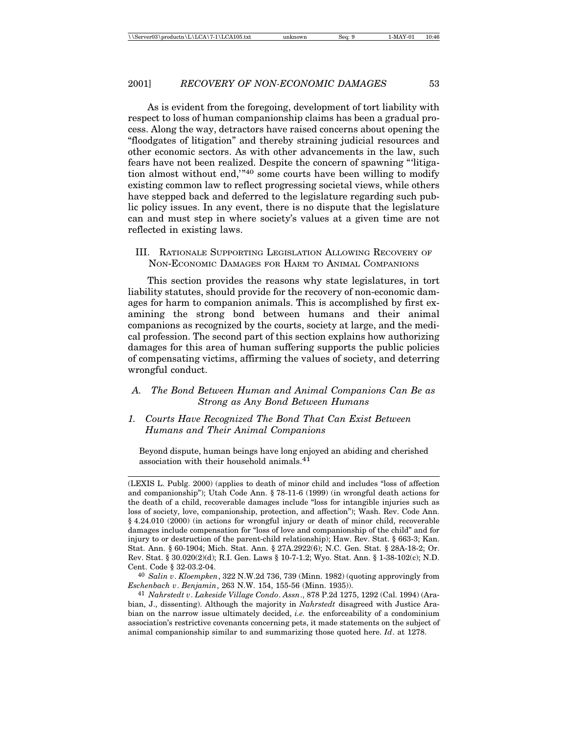As is evident from the foregoing, development of tort liability with respect to loss of human companionship claims has been a gradual process. Along the way, detractors have raised concerns about opening the "floodgates of litigation" and thereby straining judicial resources and other economic sectors. As with other advancements in the law, such fears have not been realized. Despite the concern of spawning "'litigation almost without end,'"[40] some courts have been willing to modify existing common law to reflect progressing societal views, while others have stepped back and deferred to the legislature regarding such public policy issues. In any event, there is no dispute that the legislature can and must step in where society's values at a given time are not reflected in existing laws.

## III. Rationale Supporting Legislation Allowing Recovery of Non-Economic Damages for Harm to Animal Companions

This section provides the reasons why state legislatures, in tort liability statutes, should provide for the recovery of non-economic damages for harm to companion animals. This is accomplished by first examining the strong bond between humans and their animal companions as recognized by the courts, society at large, and the medical profession. The second part of this section explains how authorizing damages for this area of human suffering supports the public policies of compensating victims, affirming the values of society, and deterring wrongful conduct.

### A. *The Bond Between Human and Animal Companions Can Be as Strong as Any Bond Between Humans*

#### 1. *Courts Have Recognized The Bond That Can Exist Between Humans and Their Animal Companions*

> Beyond dispute, human beings have long enjoyed an abiding and cherished association with their household animals.[41]

---

(LEXIS L. Publg. 2000) (applies to death of minor child and includes "loss of affection and companionship"); Utah Code Ann. § 78-11-6 (1999) (in wrongful death actions for the death of a child, recoverable damages include "loss for intangible injuries such as loss of society, love, companionship, protection, and affection"); Wash. Rev. Code Ann. § 4.24.010 (2000) (in actions for wrongful injury or death of minor child, recoverable damages include compensation for "loss of love and companionship of the child" and for injury to or destruction of the parent-child relationship); Haw. Rev. Stat. § 663-3; Kan. Stat. Ann. § 60-1904; Mich. Stat. Ann. § 27A.2922(6); N.C. Gen. Stat. § 28A-18-2; Or. Rev. Stat. § 30.020(2)(d); R.I. Gen. Laws § 10-7-1.2; Wyo. Stat. Ann. § 1-38-102(c); N.D. Cent. Code § 32-03.2-04.

[40] *Salin v. Kloempken*, 322 N.W.2d 736, 739 (Minn. 1982) (quoting approvingly from *Eschenbach v. Benjamin*, 263 N.W. 154, 155-56 (Minn. 1935)).

[41] *Nahrstedt v. Lakeside Village Condo. Assn.*, 878 P.2d 1275, 1292 (Cal. 1994) (Arabian, J., dissenting). Although the majority in *Nahrstedt* disagreed with Justice Arabian on the narrow issue ultimately decided, *i.e.* the enforceability of a condominium association's restrictive covenants concerning pets, it made statements on the subject of animal companionship similar to and summarizing those quoted here. *Id*. at 1278.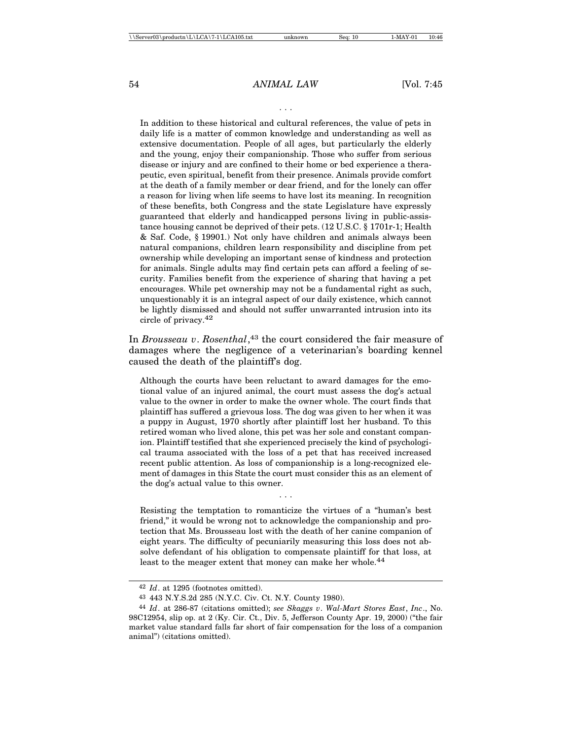. . .

> In addition to these historical and cultural references, the value of pets in daily life is a matter of common knowledge and understanding as well as extensive documentation. People of all ages, but particularly the elderly and the young, enjoy their companionship. Those who suffer from serious disease or injury and are confined to their home or bed experience a therapeutic, even spiritual, benefit from their presence. Animals provide comfort at the death of a family member or dear friend, and for the lonely can offer a reason for living when life seems to have lost its meaning. In recognition of these benefits, both Congress and the state Legislature have expressly guaranteed that elderly and handicapped persons living in public-assistance housing cannot be deprived of their pets. (12 U.S.C. § 1701r-1; Health & Saf. Code, § 19901.) Not only have children and animals always been natural companions, children learn responsibility and discipline from pet ownership while developing an important sense of kindness and protection for animals. Single adults may find certain pets can afford a feeling of security. Families benefit from the experience of sharing that having a pet encourages. While pet ownership may not be a fundamental right as such, unquestionably it is an integral aspect of our daily existence, which cannot be lightly dismissed and should not suffer unwarranted intrusion into its circle of privacy.[42]

In *Brousseau v. Rosenthal*,[43] the court considered the fair measure of damages where the negligence of a veterinarian's boarding kennel caused the death of the plaintiff's dog.

> Although the courts have been reluctant to award damages for the emotional value of an injured animal, the court must assess the dog's actual value to the owner in order to make the owner whole. The court finds that plaintiff has suffered a grievous loss. The dog was given to her when it was a puppy in August, 1970 shortly after plaintiff lost her husband. To this retired woman who lived alone, this pet was her sole and constant companion. Plaintiff testified that she experienced precisely the kind of psychological trauma associated with the loss of a pet that has received increased recent public attention. As loss of companionship is a long-recognized element of damages in this State the court must consider this as an element of the dog's actual value to this owner.
>
> . . .
>
> Resisting the temptation to romanticize the virtues of a "human's best friend," it would be wrong not to acknowledge the companionship and protection that Ms. Brousseau lost with the death of her canine companion of eight years. The difficulty of pecuniarily measuring this loss does not absolve defendant of his obligation to compensate plaintiff for that loss, at least to the meager extent that money can make her whole.[44]

---

[42] *Id.* at 1295 (footnotes omitted).

[43] 443 N.Y.S.2d 285 (N.Y.C. Civ. Ct. N.Y. County 1980).

[44] *Id.* at 286-87 (citations omitted); *see Skaggs v. Wal-Mart Stores East, Inc.*, No. 98C12954, slip op. at 2 (Ky. Cir. Ct., Div. 5, Jefferson County Apr. 19, 2000) ("the fair market value standard falls far short of fair compensation for the loss of a companion animal") (citations omitted).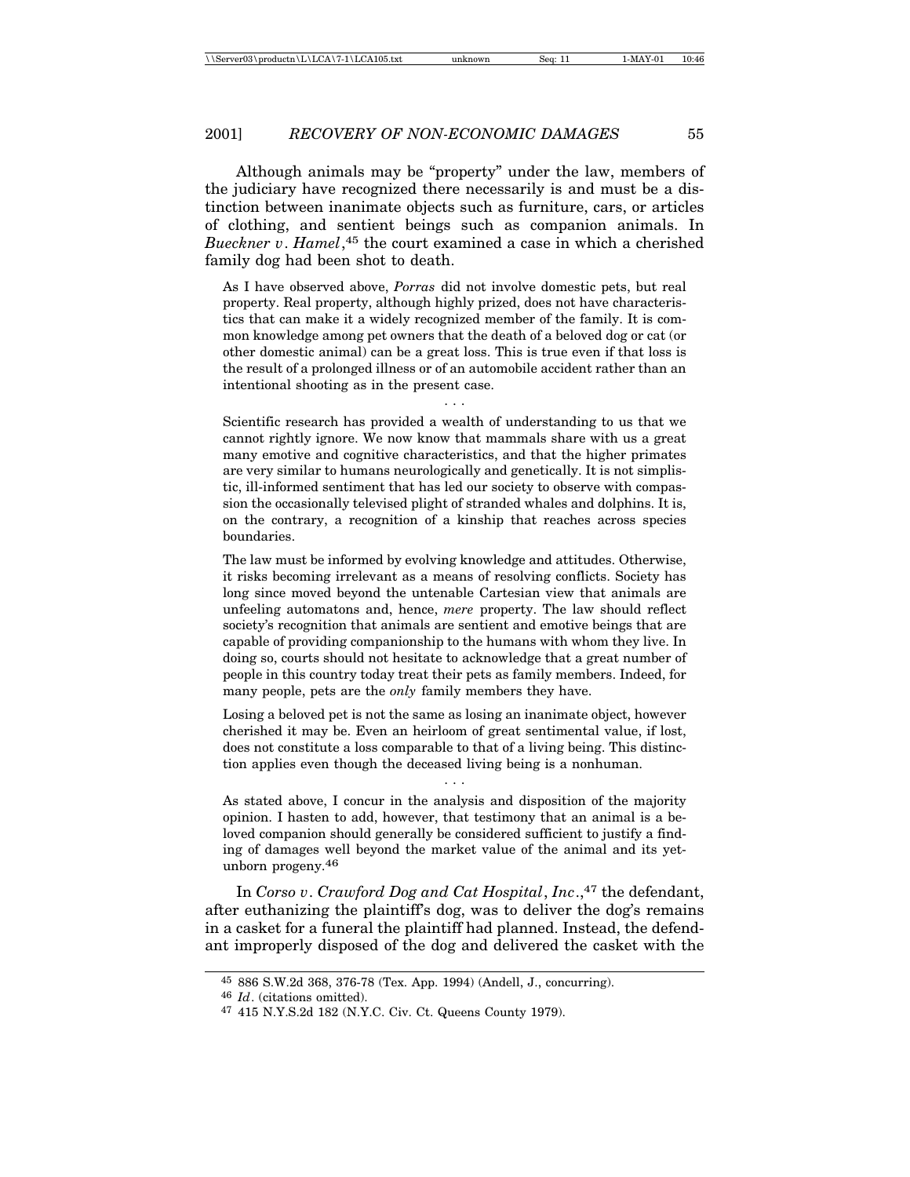Although animals may be "property" under the law, members of the judiciary have recognized there necessarily is and must be a distinction between inanimate objects such as furniture, cars, or articles of clothing, and sentient beings such as companion animals. In *Bueckner v. Hamel*,[45] the court examined a case in which a cherished family dog had been shot to death.

> As I have observed above, *Porras* did not involve domestic pets, but real property. Real property, although highly prized, does not have characteristics that can make it a widely recognized member of the family. It is common knowledge among pet owners that the death of a beloved dog or cat (or other domestic animal) can be a great loss. This is true even if that loss is the result of a prolonged illness or of an automobile accident rather than an intentional shooting as in the present case.
>
> . . .
>
> Scientific research has provided a wealth of understanding to us that we cannot rightly ignore. We now know that mammals share with us a great many emotive and cognitive characteristics, and that the higher primates are very similar to humans neurologically and genetically. It is not simplistic, ill-informed sentiment that has led our society to observe with compassion the occasionally televised plight of stranded whales and dolphins. It is, on the contrary, a recognition of a kinship that reaches across species boundaries.
>
> The law must be informed by evolving knowledge and attitudes. Otherwise, it risks becoming irrelevant as a means of resolving conflicts. Society has long since moved beyond the untenable Cartesian view that animals are unfeeling automatons and, hence, *mere* property. The law should reflect society's recognition that animals are sentient and emotive beings that are capable of providing companionship to the humans with whom they live. In doing so, courts should not hesitate to acknowledge that a great number of people in this country today treat their pets as family members. Indeed, for many people, pets are the *only* family members they have.
>
> Losing a beloved pet is not the same as losing an inanimate object, however cherished it may be. Even an heirloom of great sentimental value, if lost, does not constitute a loss comparable to that of a living being. This distinction applies even though the deceased living being is a nonhuman.
>
> . . .
>
> As stated above, I concur in the analysis and disposition of the majority opinion. I hasten to add, however, that testimony that an animal is a beloved companion should generally be considered sufficient to justify a finding of damages well beyond the market value of the animal and its yet-unborn progeny.[46]

In *Corso v. Crawford Dog and Cat Hospital, Inc.*,[47] the defendant, after euthanizing the plaintiff's dog, was to deliver the dog's remains in a casket for a funeral the plaintiff had planned. Instead, the defendant improperly disposed of the dog and delivered the casket with the

---

[45] 886 S.W.2d 368, 376-78 (Tex. App. 1994) (Andell, J., concurring).

[46] *Id*. (citations omitted).

[47] 415 N.Y.S.2d 182 (N.Y.C. Civ. Ct. Queens County 1979).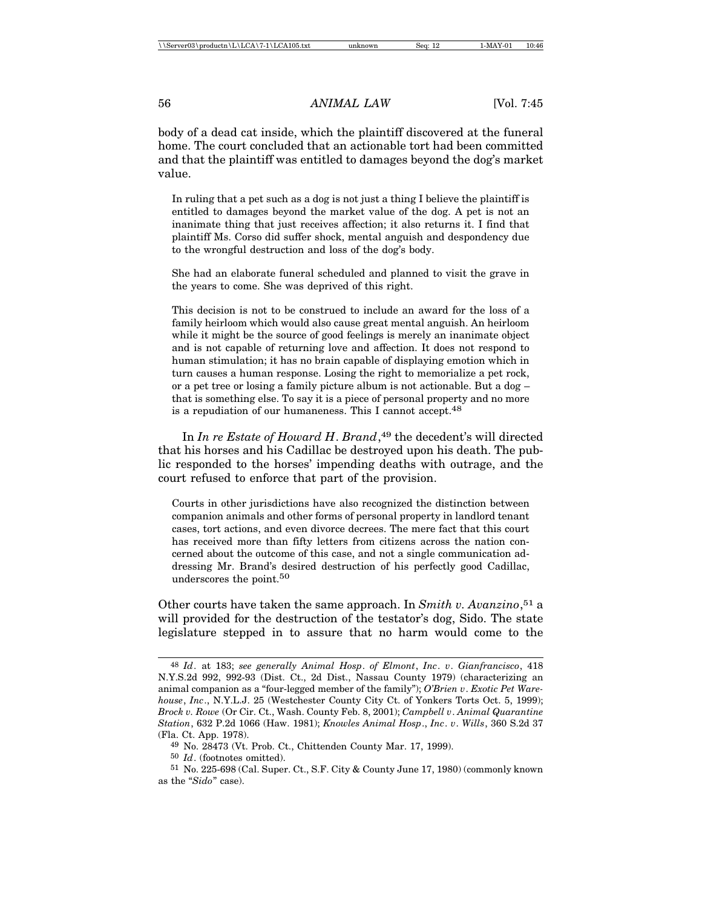body of a dead cat inside, which the plaintiff discovered at the funeral home. The court concluded that an actionable tort had been committed and that the plaintiff was entitled to damages beyond the dog's market value.

> In ruling that a pet such as a dog is not just a thing I believe the plaintiff is entitled to damages beyond the market value of the dog. A pet is not an inanimate thing that just receives affection; it also returns it. I find that plaintiff Ms. Corso did suffer shock, mental anguish and despondency due to the wrongful destruction and loss of the dog's body.
>
> She had an elaborate funeral scheduled and planned to visit the grave in the years to come. She was deprived of this right.
>
> This decision is not to be construed to include an award for the loss of a family heirloom which would also cause great mental anguish. An heirloom while it might be the source of good feelings is merely an inanimate object and is not capable of returning love and affection. It does not respond to human stimulation; it has no brain capable of displaying emotion which in turn causes a human response. Losing the right to memorialize a pet rock, or a pet tree or losing a family picture album is not actionable. But a dog – that is something else. To say it is a piece of personal property and no more is a repudiation of our humaneness. This I cannot accept.[48]

In *In re Estate of Howard H. Brand*,[49] the decedent's will directed that his horses and his Cadillac be destroyed upon his death. The public responded to the horses' impending deaths with outrage, and the court refused to enforce that part of the provision.

> Courts in other jurisdictions have also recognized the distinction between companion animals and other forms of personal property in landlord tenant cases, tort actions, and even divorce decrees. The mere fact that this court has received more than fifty letters from citizens across the nation concerned about the outcome of this case, and not a single communication addressing Mr. Brand's desired destruction of his perfectly good Cadillac, underscores the point.[50]

Other courts have taken the same approach. In *Smith v. Avanzino*,[51] a will provided for the destruction of the testator's dog, Sido. The state legislature stepped in to assure that no harm would come to the

---

[48] *Id*. at 183; *see generally Animal Hosp. of Elmont, Inc. v. Gianfrancisco*, 418 N.Y.S.2d 992, 992-93 (Dist. Ct., 2d Dist., Nassau County 1979) (characterizing an animal companion as a "four-legged member of the family"); *O'Brien v. Exotic Pet Warehouse, Inc*., N.Y.L.J. 25 (Westchester County City Ct. of Yonkers Torts Oct. 5, 1999); *Brock v. Rowe* (Or Cir. Ct., Wash. County Feb. 8, 2001); *Campbell v. Animal Quarantine Station*, 632 P.2d 1066 (Haw. 1981); *Knowles Animal Hosp., Inc. v. Wills*, 360 S.2d 37 (Fla. Ct. App. 1978).

[49] No. 28473 (Vt. Prob. Ct., Chittenden County Mar. 17, 1999).

[50] *Id*. (footnotes omitted).

[51] No. 225-698 (Cal. Super. Ct., S.F. City & County June 17, 1980) (commonly known as the "*Sido*" case).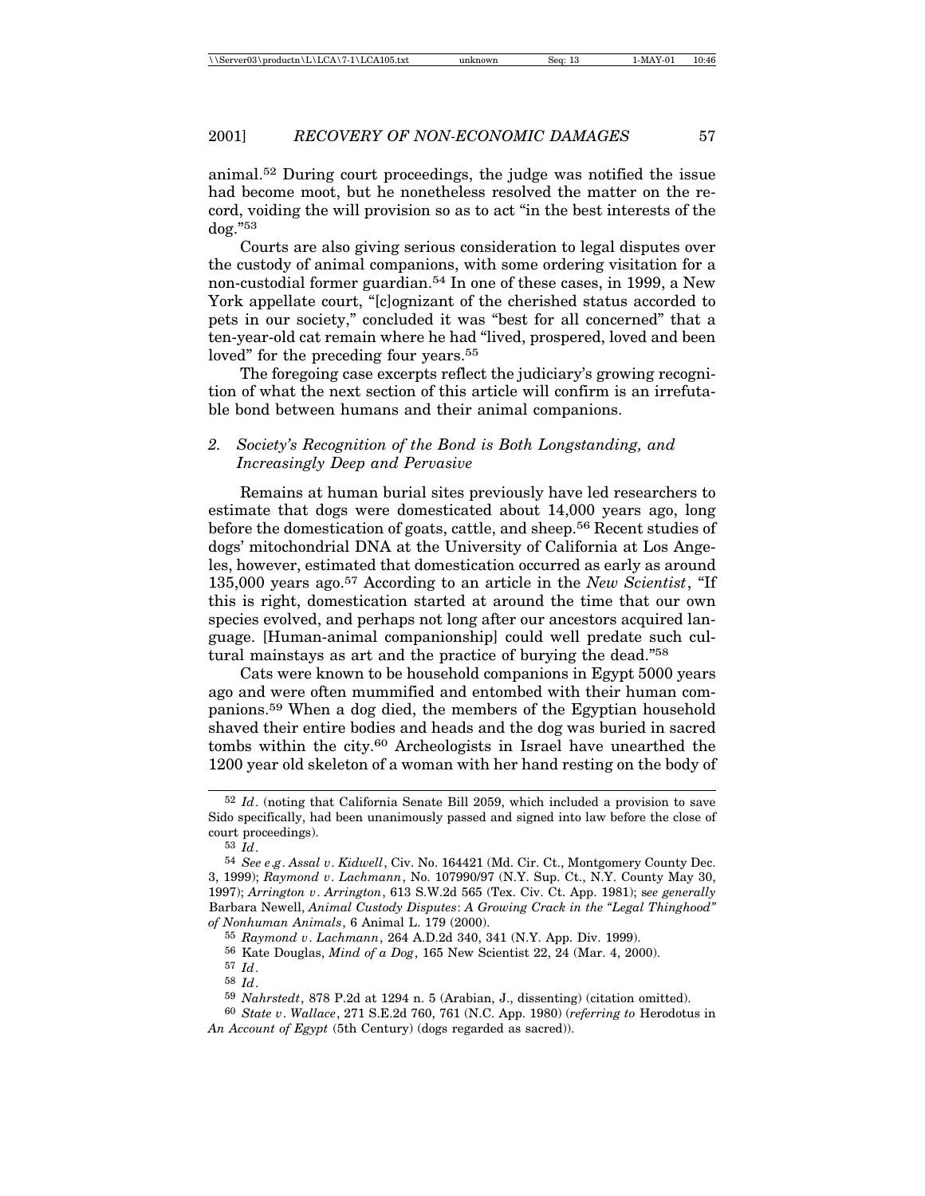animal.[52] During court proceedings, the judge was notified the issue had become moot, but he nonetheless resolved the matter on the record, voiding the will provision so as to act "in the best interests of the dog."[53]

Courts are also giving serious consideration to legal disputes over the custody of animal companions, with some ordering visitation for a non-custodial former guardian.[54] In one of these cases, in 1999, a New York appellate court, "[c]ognizant of the cherished status accorded to pets in our society," concluded it was "best for all concerned" that a ten-year-old cat remain where he had "lived, prospered, loved and been loved" for the preceding four years.[55]

The foregoing case excerpts reflect the judiciary's growing recognition of what the next section of this article will confirm is an irrefutable bond between humans and their animal companions.

### 2. *Society's Recognition of the Bond is Both Longstanding, and Increasingly Deep and Pervasive*

Remains at human burial sites previously have led researchers to estimate that dogs were domesticated about 14,000 years ago, long before the domestication of goats, cattle, and sheep.[56] Recent studies of dogs' mitochondrial DNA at the University of California at Los Angeles, however, estimated that domestication occurred as early as around 135,000 years ago.[57] According to an article in the *New Scientist*, "If this is right, domestication started at around the time that our own species evolved, and perhaps not long after our ancestors acquired language. [Human-animal companionship] could well predate such cultural mainstays as art and the practice of burying the dead."[58]

Cats were known to be household companions in Egypt 5000 years ago and were often mummified and entombed with their human companions.[59] When a dog died, the members of the Egyptian household shaved their entire bodies and heads and the dog was buried in sacred tombs within the city.[60] Archeologists in Israel have unearthed the 1200 year old skeleton of a woman with her hand resting on the body of

---

[52] *Id*. (noting that California Senate Bill 2059, which included a provision to save Sido specifically, had been unanimously passed and signed into law before the close of court proceedings).

[53] *Id*.

[54] *See e.g*. *Assal v. Kidwell*, Civ. No. 164421 (Md. Cir. Ct., Montgomery County Dec. 3, 1999); *Raymond v. Lachmann*, No. 107990/97 (N.Y. Sup. Ct., N.Y. County May 30, 1997); *Arrington v. Arrington*, 613 S.W.2d 565 (Tex. Civ. Ct. App. 1981); s*ee generally* Barbara Newell, *Animal Custody Disputes*: *A Growing Crack in the "Legal Thinghood" of Nonhuman Animals*, 6 Animal L. 179 (2000).

[55] *Raymond v. Lachmann*, 264 A.D.2d 340, 341 (N.Y. App. Div. 1999).

[56] Kate Douglas, *Mind of a Dog*, 165 New Scientist 22, 24 (Mar. 4, 2000).

[57] *Id*.

[58] *Id*.

[59] *Nahrstedt*, 878 P.2d at 1294 n. 5 (Arabian, J., dissenting) (citation omitted).

[60] *State v. Wallace*, 271 S.E.2d 760, 761 (N.C. App. 1980) (*referring to* Herodotus in *An Account of Egypt* (5th Century) (dogs regarded as sacred)).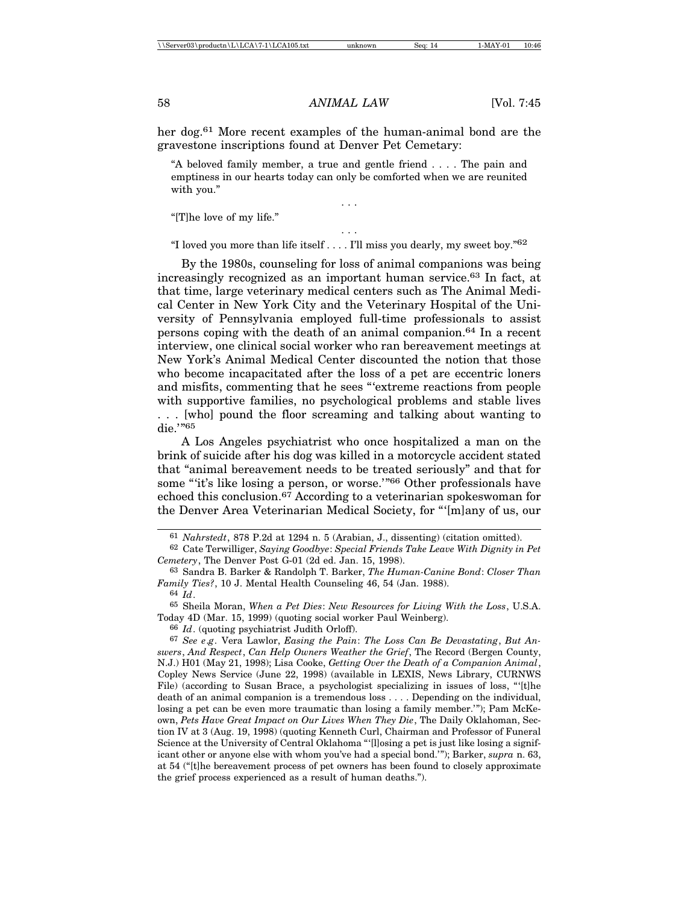her dog.[61] More recent examples of the human-animal bond are the gravestone inscriptions found at Denver Pet Cemetary:

> "A beloved family member, a true and gentle friend . . . . The pain and emptiness in our hearts today can only be comforted when we are reunited with you."
>
> . . .
>
> "[T]he love of my life."
>
> . . .
>
> "I loved you more than life itself . . . . I'll miss you dearly, my sweet boy."[62]

By the 1980s, counseling for loss of animal companions was being increasingly recognized as an important human service.[63] In fact, at that time, large veterinary medical centers such as The Animal Medical Center in New York City and the Veterinary Hospital of the University of Pennsylvania employed full-time professionals to assist persons coping with the death of an animal companion.[64] In a recent interview, one clinical social worker who ran bereavement meetings at New York's Animal Medical Center discounted the notion that those who become incapacitated after the loss of a pet are eccentric loners and misfits, commenting that he sees "'extreme reactions from people with supportive families, no psychological problems and stable lives . . . [who] pound the floor screaming and talking about wanting to die.'"[65]

A Los Angeles psychiatrist who once hospitalized a man on the brink of suicide after his dog was killed in a motorcycle accident stated that "animal bereavement needs to be treated seriously" and that for some "'it's like losing a person, or worse.'"[66] Other professionals have echoed this conclusion.[67] According to a veterinarian spokeswoman for the Denver Area Veterinarian Medical Society, for "'[m]any of us, our

---

[61] *Nahrstedt*, 878 P.2d at 1294 n. 5 (Arabian, J., dissenting) (citation omitted).

[62] Cate Terwilliger, *Saying Goodbye*: *Special Friends Take Leave With Dignity in Pet Cemetery*, The Denver Post G-01 (2d ed. Jan. 15, 1998).

[63] Sandra B. Barker & Randolph T. Barker, *The Human-Canine Bond*: *Closer Than Family Ties?*, 10 J. Mental Health Counseling 46, 54 (Jan. 1988).

[64] *Id*.

[65] Sheila Moran, *When a Pet Dies*: *New Resources for Living With the Loss*, U.S.A. Today 4D (Mar. 15, 1999) (quoting social worker Paul Weinberg).

[66] *Id*. (quoting psychiatrist Judith Orloff).

[67] *See e.g*. Vera Lawlor, *Easing the Pain*: *The Loss Can Be Devastating*, *But Answers*, *And Respect*, *Can Help Owners Weather the Grief*, The Record (Bergen County, N.J.) H01 (May 21, 1998); Lisa Cooke, *Getting Over the Death of a Companion Animal*, Copley News Service (June 22, 1998) (available in LEXIS, News Library, CURNWS File) (according to Susan Brace, a psychologist specializing in issues of loss, "'[t]he death of an animal companion is a tremendous loss . . . . Depending on the individual, losing a pet can be even more traumatic than losing a family member.'"); Pam McKeown, *Pets Have Great Impact on Our Lives When They Die*, The Daily Oklahoman, Section IV at 3 (Aug. 19, 1998) (quoting Kenneth Curl, Chairman and Professor of Funeral Science at the University of Central Oklahoma "'[l]osing a pet is just like losing a significant other or anyone else with whom you've had a special bond.'"); Barker, *supra* n. 63, at 54 ("[t]he bereavement process of pet owners has been found to closely approximate the grief process experienced as a result of human deaths.").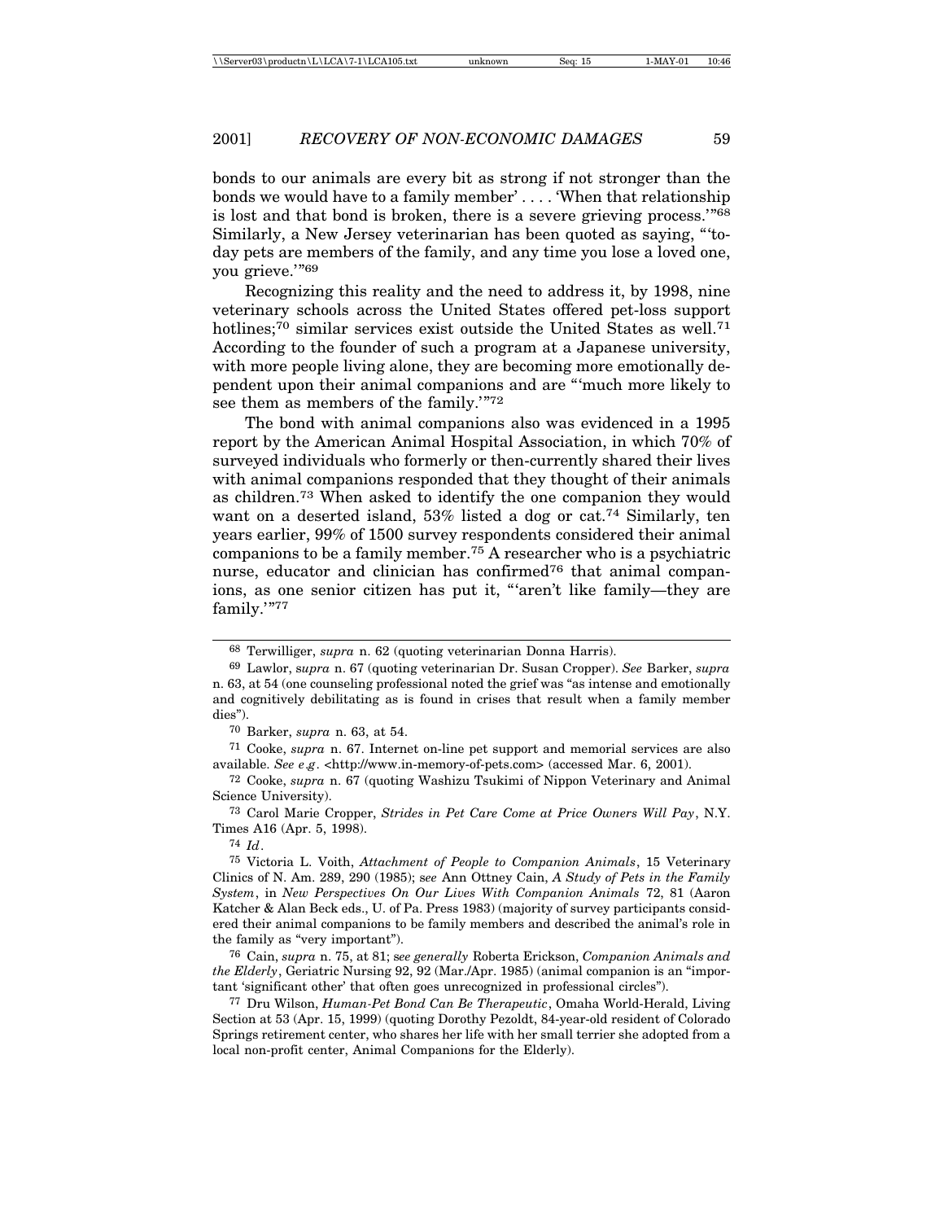bonds to our animals are every bit as strong if not stronger than the bonds we would have to a family member' . . . . 'When that relationship is lost and that bond is broken, there is a severe grieving process.'"[68] Similarly, a New Jersey veterinarian has been quoted as saying, "'today pets are members of the family, and any time you lose a loved one, you grieve.'"[69]

Recognizing this reality and the need to address it, by 1998, nine veterinary schools across the United States offered pet-loss support hotlines;[70] similar services exist outside the United States as well.[71] According to the founder of such a program at a Japanese university, with more people living alone, they are becoming more emotionally dependent upon their animal companions and are "'much more likely to see them as members of the family.'"[72]

The bond with animal companions also was evidenced in a 1995 report by the American Animal Hospital Association, in which 70% of surveyed individuals who formerly or then-currently shared their lives with animal companions responded that they thought of their animals as children.[73] When asked to identify the one companion they would want on a deserted island, 53% listed a dog or cat.[74] Similarly, ten years earlier, 99% of 1500 survey respondents considered their animal companions to be a family member.[75] A researcher who is a psychiatric nurse, educator and clinician has confirmed[76] that animal companions, as one senior citizen has put it, "'aren't like family—they are family.'"[77]

---

[68] Terwilliger, *supra* n. 62 (quoting veterinarian Donna Harris).

[69] Lawlor, *supra* n. 67 (quoting veterinarian Dr. Susan Cropper). *See* Barker, *supra* n. 63, at 54 (one counseling professional noted the grief was "as intense and emotionally and cognitively debilitating as is found in crises that result when a family member dies").

[70] Barker, *supra* n. 63, at 54.

[71] Cooke, *supra* n. 67. Internet on-line pet support and memorial services are also available. *See e.g.* <http://www.in-memory-of-pets.com> (accessed Mar. 6, 2001).

[72] Cooke, *supra* n. 67 (quoting Washizu Tsukimi of Nippon Veterinary and Animal Science University).

[73] Carol Marie Cropper, *Strides in Pet Care Come at Price Owners Will Pay*, N.Y. Times A16 (Apr. 5, 1998).

[74] *Id.*

[75] Victoria L. Voith, *Attachment of People to Companion Animals*, 15 Veterinary Clinics of N. Am. 289, 290 (1985); *see* Ann Ottney Cain, *A Study of Pets in the Family System*, in *New Perspectives On Our Lives With Companion Animals* 72, 81 (Aaron Katcher & Alan Beck eds., U. of Pa. Press 1983) (majority of survey participants considered their animal companions to be family members and described the animal's role in the family as "very important").

[76] Cain, *supra* n. 75, at 81; *see generally* Roberta Erickson, *Companion Animals and the Elderly*, Geriatric Nursing 92, 92 (Mar./Apr. 1985) (animal companion is an "important 'significant other' that often goes unrecognized in professional circles").

[77] Dru Wilson, *Human-Pet Bond Can Be Therapeutic*, Omaha World-Herald, Living Section at 53 (Apr. 15, 1999) (quoting Dorothy Pezoldt, 84-year-old resident of Colorado Springs retirement center, who shares her life with her small terrier she adopted from a local non-profit center, Animal Companions for the Elderly).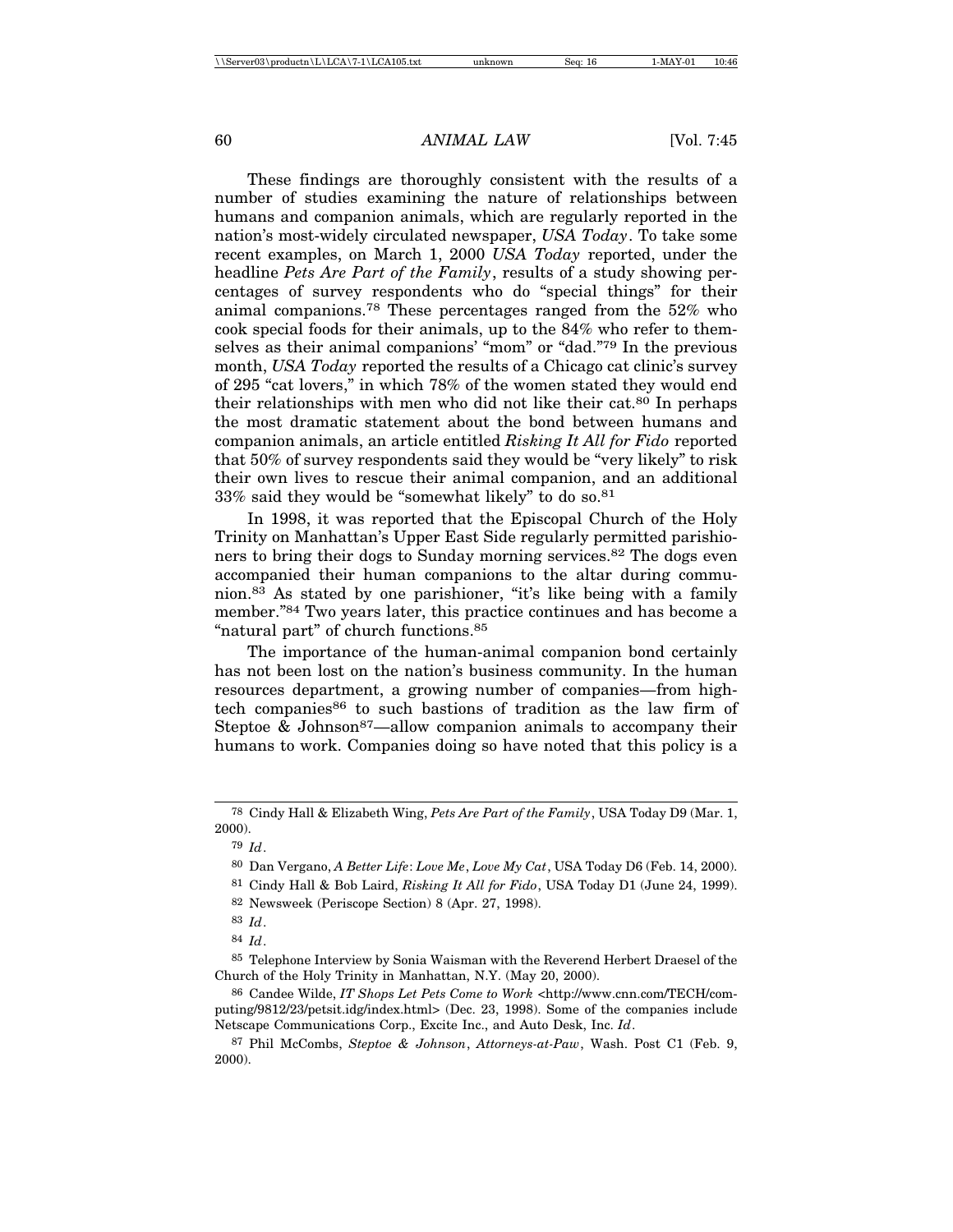These findings are thoroughly consistent with the results of a number of studies examining the nature of relationships between humans and companion animals, which are regularly reported in the nation's most-widely circulated newspaper, *USA Today*. To take some recent examples, on March 1, 2000 *USA Today* reported, under the headline *Pets Are Part of the Family*, results of a study showing percentages of survey respondents who do "special things" for their animal companions.[78] These percentages ranged from the 52% who cook special foods for their animals, up to the 84% who refer to themselves as their animal companions' "mom" or "dad."[79] In the previous month, *USA Today* reported the results of a Chicago cat clinic's survey of 295 "cat lovers," in which 78% of the women stated they would end their relationships with men who did not like their cat.[80] In perhaps the most dramatic statement about the bond between humans and companion animals, an article entitled *Risking It All for Fido* reported that 50% of survey respondents said they would be "very likely" to risk their own lives to rescue their animal companion, and an additional 33% said they would be "somewhat likely" to do so.[81]

In 1998, it was reported that the Episcopal Church of the Holy Trinity on Manhattan's Upper East Side regularly permitted parishioners to bring their dogs to Sunday morning services.[82] The dogs even accompanied their human companions to the altar during communion.[83] As stated by one parishioner, "it's like being with a family member."[84] Two years later, this practice continues and has become a "natural part" of church functions.[85]

The importance of the human-animal companion bond certainly has not been lost on the nation's business community. In the human resources department, a growing number of companies—from high-tech companies[86] to such bastions of tradition as the law firm of Steptoe & Johnson[87]—allow companion animals to accompany their humans to work. Companies doing so have noted that this policy is a

---

[78] Cindy Hall & Elizabeth Wing, *Pets Are Part of the Family*, USA Today D9 (Mar. 1, 2000).

[79] *Id*.

[80] Dan Vergano, *A Better Life*: *Love Me*, *Love My Cat*, USA Today D6 (Feb. 14, 2000).

[81] Cindy Hall & Bob Laird, *Risking It All for Fido*, USA Today D1 (June 24, 1999).

[82] Newsweek (Periscope Section) 8 (Apr. 27, 1998).

[83] *Id*.

[84] *Id*.

[85] Telephone Interview by Sonia Waisman with the Reverend Herbert Draesel of the Church of the Holy Trinity in Manhattan, N.Y. (May 20, 2000).

[86] Candee Wilde, *IT Shops Let Pets Come to Work* <http://www.cnn.com/TECH/computing/9812/23/petsit.idg/index.html> (Dec. 23, 1998). Some of the companies include Netscape Communications Corp., Excite Inc., and Auto Desk, Inc. *Id*.

[87] Phil McCombs, *Steptoe & Johnson*, *Attorneys-at-Paw*, Wash. Post C1 (Feb. 9, 2000).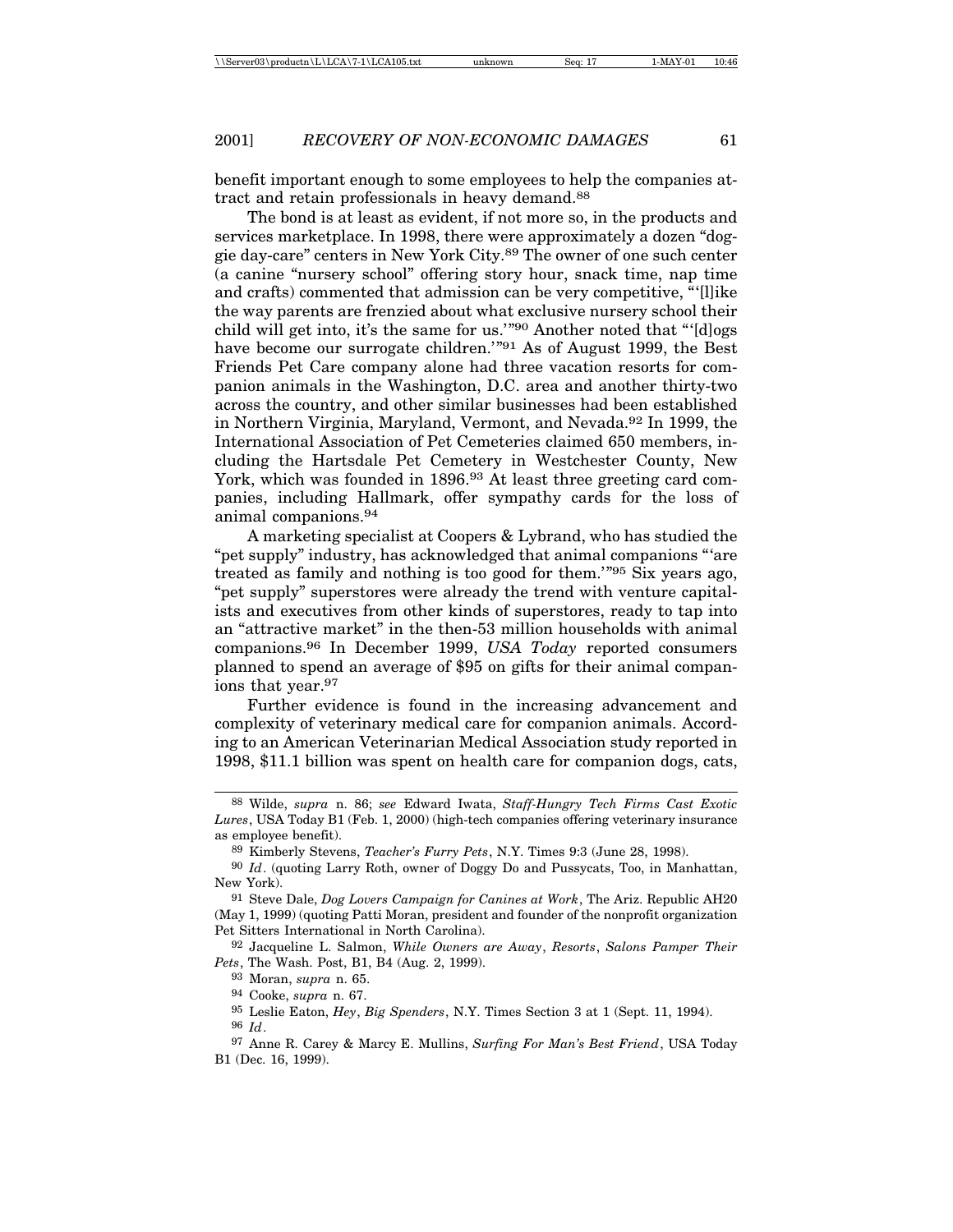benefit important enough to some employees to help the companies attract and retain professionals in heavy demand.[88]

The bond is at least as evident, if not more so, in the products and services marketplace. In 1998, there were approximately a dozen "doggie day-care" centers in New York City.[89] The owner of one such center (a canine "nursery school" offering story hour, snack time, nap time and crafts) commented that admission can be very competitive, "'[l]ike the way parents are frenzied about what exclusive nursery school their child will get into, it's the same for us.'"[90] Another noted that "'[d]ogs have become our surrogate children.'"[91] As of August 1999, the Best Friends Pet Care company alone had three vacation resorts for companion animals in the Washington, D.C. area and another thirty-two across the country, and other similar businesses had been established in Northern Virginia, Maryland, Vermont, and Nevada.[92] In 1999, the International Association of Pet Cemeteries claimed 650 members, including the Hartsdale Pet Cemetery in Westchester County, New York, which was founded in 1896.[93] At least three greeting card companies, including Hallmark, offer sympathy cards for the loss of animal companions.[94]

A marketing specialist at Coopers & Lybrand, who has studied the "pet supply" industry, has acknowledged that animal companions "'are treated as family and nothing is too good for them.'"[95] Six years ago, "pet supply" superstores were already the trend with venture capitalists and executives from other kinds of superstores, ready to tap into an "attractive market" in the then-53 million households with animal companions.[96] In December 1999, *USA Today* reported consumers planned to spend an average of $95 on gifts for their animal companions that year.[97]

Further evidence is found in the increasing advancement and complexity of veterinary medical care for companion animals. According to an American Veterinarian Medical Association study reported in 1998, $11.1 billion was spent on health care for companion dogs, cats,

---

[88] Wilde, *supra* n. 86; *see* Edward Iwata, *Staff-Hungry Tech Firms Cast Exotic Lures*, USA Today B1 (Feb. 1, 2000) (high-tech companies offering veterinary insurance as employee benefit).

[89] Kimberly Stevens, *Teacher's Furry Pets*, N.Y. Times 9:3 (June 28, 1998).

[90] *Id*. (quoting Larry Roth, owner of Doggy Do and Pussycats, Too, in Manhattan, New York).

[91] Steve Dale, *Dog Lovers Campaign for Canines at Work*, The Ariz. Republic AH20 (May 1, 1999) (quoting Patti Moran, president and founder of the nonprofit organization Pet Sitters International in North Carolina).

[92] Jacqueline L. Salmon, *While Owners are Away*, *Resorts*, *Salons Pamper Their Pets*, The Wash. Post, B1, B4 (Aug. 2, 1999).

[93] Moran, *supra* n. 65.

[94] Cooke, *supra* n. 67.

[95] Leslie Eaton, *Hey*, *Big Spenders*, N.Y. Times Section 3 at 1 (Sept. 11, 1994).

[96] *Id*.

[97] Anne R. Carey & Marcy E. Mullins, *Surfing For Man's Best Friend*, USA Today B1 (Dec. 16, 1999).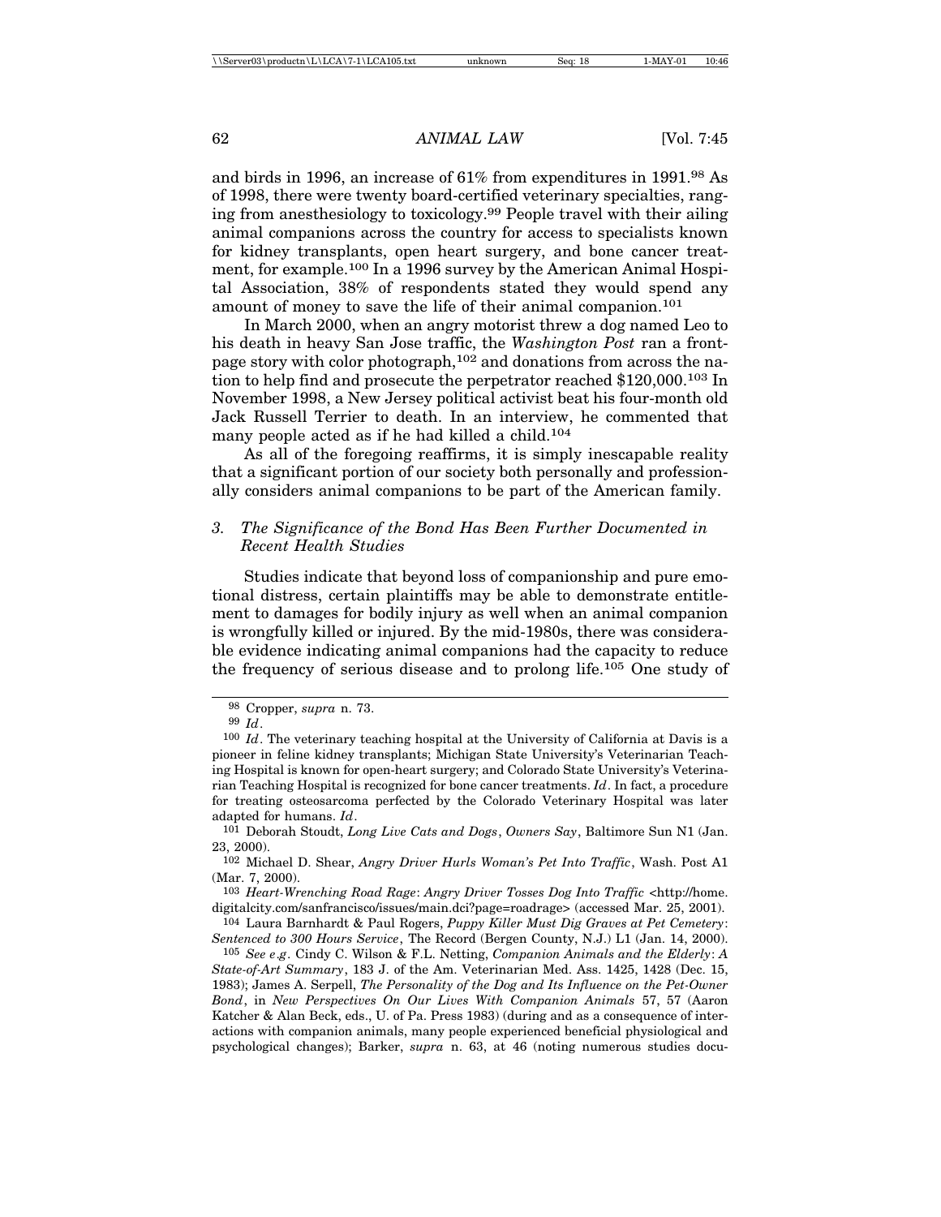and birds in 1996, an increase of 61% from expenditures in 1991.[98] As of 1998, there were twenty board-certified veterinary specialties, ranging from anesthesiology to toxicology.[99] People travel with their ailing animal companions across the country for access to specialists known for kidney transplants, open heart surgery, and bone cancer treatment, for example.[100] In a 1996 survey by the American Animal Hospital Association, 38% of respondents stated they would spend any amount of money to save the life of their animal companion.[101]

In March 2000, when an angry motorist threw a dog named Leo to his death in heavy San Jose traffic, the *Washington Post* ran a front-page story with color photograph,[102] and donations from across the nation to help find and prosecute the perpetrator reached $120,000.[103] In November 1998, a New Jersey political activist beat his four-month old Jack Russell Terrier to death. In an interview, he commented that many people acted as if he had killed a child.[104]

As all of the foregoing reaffirms, it is simply inescapable reality that a significant portion of our society both personally and professionally considers animal companions to be part of the American family.

### 3. *The Significance of the Bond Has Been Further Documented in Recent Health Studies*

Studies indicate that beyond loss of companionship and pure emotional distress, certain plaintiffs may be able to demonstrate entitlement to damages for bodily injury as well when an animal companion is wrongfully killed or injured. By the mid-1980s, there was considerable evidence indicating animal companions had the capacity to reduce the frequency of serious disease and to prolong life.[105] One study of

---

[98] Cropper, *supra* n. 73.

[99] *Id*.

[100] *Id*. The veterinary teaching hospital at the University of California at Davis is a pioneer in feline kidney transplants; Michigan State University's Veterinarian Teaching Hospital is known for open-heart surgery; and Colorado State University's Veterinarian Teaching Hospital is recognized for bone cancer treatments. *Id*. In fact, a procedure for treating osteosarcoma perfected by the Colorado Veterinary Hospital was later adapted for humans. *Id*.

[101] Deborah Stoudt, *Long Live Cats and Dogs*, *Owners Say*, Baltimore Sun N1 (Jan. 23, 2000).

[102] Michael D. Shear, *Angry Driver Hurls Woman's Pet Into Traffic*, Wash. Post A1 (Mar. 7, 2000).

[103] *Heart-Wrenching Road Rage*: *Angry Driver Tosses Dog Into Traffic* <http://home.digitalcity.com/sanfrancisco/issues/main.dci?page=roadrage> (accessed Mar. 25, 2001).

[104] Laura Barnhardt & Paul Rogers, *Puppy Killer Must Dig Graves at Pet Cemetery*: *Sentenced to 300 Hours Service*, The Record (Bergen County, N.J.) L1 (Jan. 14, 2000).

[105] *See e.g*. Cindy C. Wilson & F.L. Netting, *Companion Animals and the Elderly*: *A State-of-Art Summary*, 183 J. of the Am. Veterinarian Med. Ass. 1425, 1428 (Dec. 15, 1983); James A. Serpell, *The Personality of the Dog and Its Influence on the Pet-Owner Bond*, in *New Perspectives On Our Lives With Companion Animals* 57, 57 (Aaron Katcher & Alan Beck, eds., U. of Pa. Press 1983) (during and as a consequence of interactions with companion animals, many people experienced beneficial physiological and psychological changes); Barker, *supra* n. 63, at 46 (noting numerous studies docu-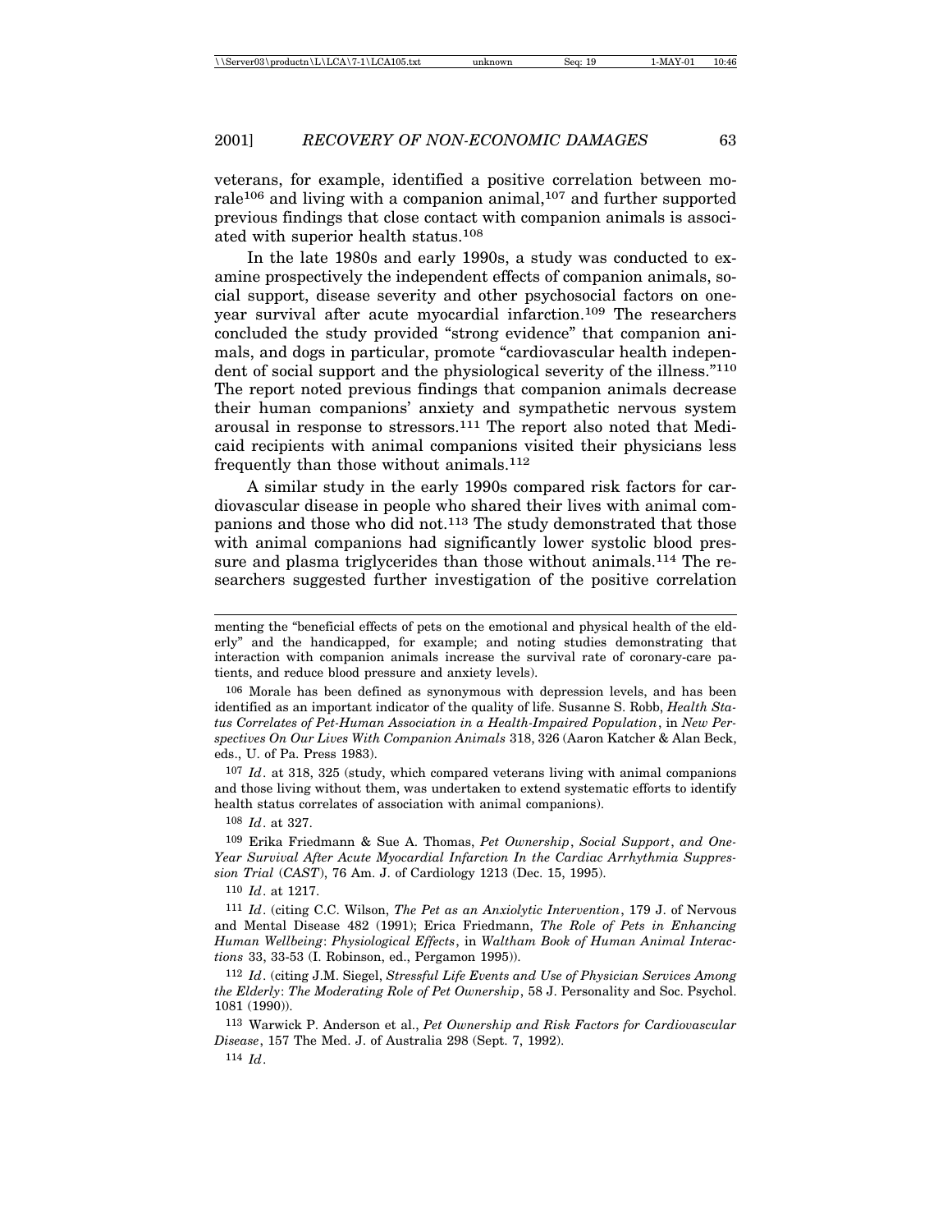veterans, for example, identified a positive correlation between morale[106] and living with a companion animal,[107] and further supported previous findings that close contact with companion animals is associated with superior health status.[108]

In the late 1980s and early 1990s, a study was conducted to examine prospectively the independent effects of companion animals, social support, disease severity and other psychosocial factors on one-year survival after acute myocardial infarction.[109] The researchers concluded the study provided "strong evidence" that companion animals, and dogs in particular, promote "cardiovascular health independent of social support and the physiological severity of the illness."[110] The report noted previous findings that companion animals decrease their human companions' anxiety and sympathetic nervous system arousal in response to stressors.[111] The report also noted that Medicaid recipients with animal companions visited their physicians less frequently than those without animals.[112]

A similar study in the early 1990s compared risk factors for cardiovascular disease in people who shared their lives with animal companions and those who did not.[113] The study demonstrated that those with animal companions had significantly lower systolic blood pressure and plasma triglycerides than those without animals.[114] The researchers suggested further investigation of the positive correlation

---

menting the "beneficial effects of pets on the emotional and physical health of the elderly" and the handicapped, for example; and noting studies demonstrating that interaction with companion animals increase the survival rate of coronary-care patients, and reduce blood pressure and anxiety levels).

[106] Morale has been defined as synonymous with depression levels, and has been identified as an important indicator of the quality of life. Susanne S. Robb, *Health Status Correlates of Pet-Human Association in a Health-Impaired Population*, in *New Perspectives On Our Lives With Companion Animals* 318, 326 (Aaron Katcher & Alan Beck, eds., U. of Pa. Press 1983).

[107] *Id*. at 318, 325 (study, which compared veterans living with animal companions and those living without them, was undertaken to extend systematic efforts to identify health status correlates of association with animal companions).

[108] *Id*. at 327.

[109] Erika Friedmann & Sue A. Thomas, *Pet Ownership*, *Social Support*, *and One-Year Survival After Acute Myocardial Infarction In the Cardiac Arrhythmia Suppression Trial* (*CAST*), 76 Am. J. of Cardiology 1213 (Dec. 15, 1995).

[110] *Id*. at 1217.

[111] *Id*. (citing C.C. Wilson, *The Pet as an Anxiolytic Intervention*, 179 J. of Nervous and Mental Disease 482 (1991); Erica Friedmann, *The Role of Pets in Enhancing Human Wellbeing*: *Physiological Effects*, in *Waltham Book of Human Animal Interactions* 33, 33-53 (I. Robinson, ed., Pergamon 1995)).

[112] *Id*. (citing J.M. Siegel, *Stressful Life Events and Use of Physician Services Among the Elderly*: *The Moderating Role of Pet Ownership*, 58 J. Personality and Soc. Psychol. 1081 (1990)).

[113] Warwick P. Anderson et al., *Pet Ownership and Risk Factors for Cardiovascular Disease*, 157 The Med. J. of Australia 298 (Sept. 7, 1992).

[114] *Id*.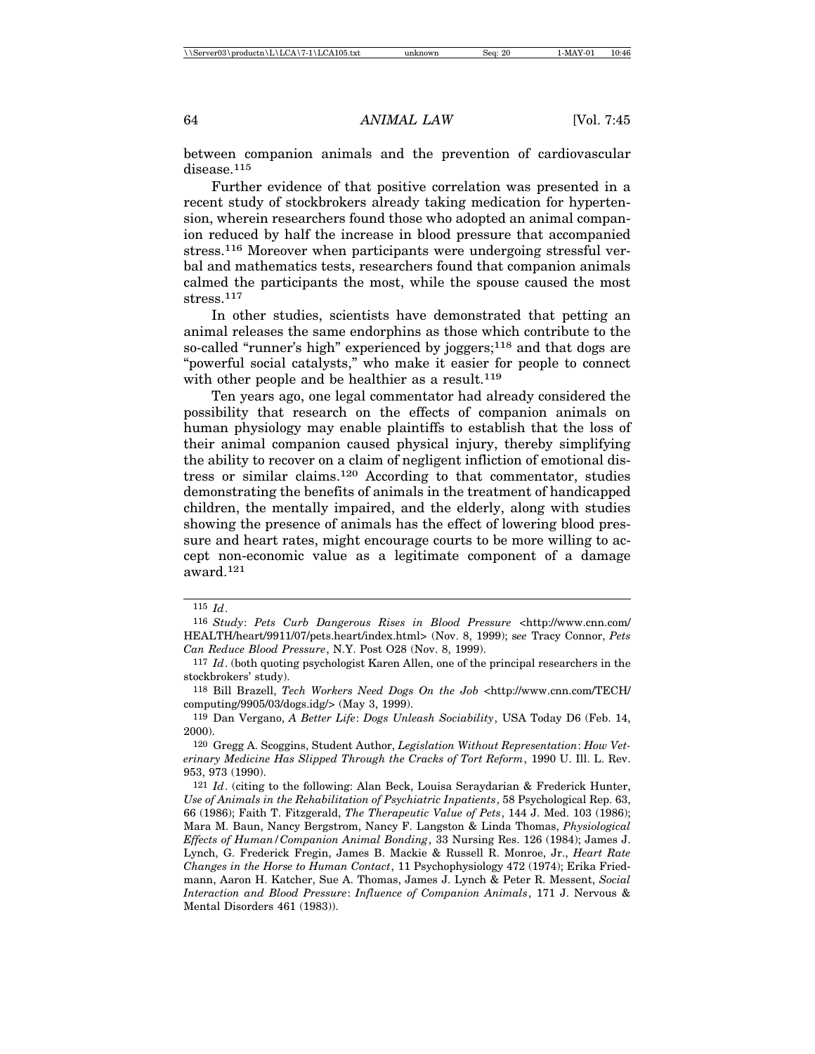between companion animals and the prevention of cardiovascular disease.[115]

Further evidence of that positive correlation was presented in a recent study of stockbrokers already taking medication for hypertension, wherein researchers found those who adopted an animal companion reduced by half the increase in blood pressure that accompanied stress.[116] Moreover when participants were undergoing stressful verbal and mathematics tests, researchers found that companion animals calmed the participants the most, while the spouse caused the most stress.[117]

In other studies, scientists have demonstrated that petting an animal releases the same endorphins as those which contribute to the so-called "runner's high" experienced by joggers;[118] and that dogs are "powerful social catalysts," who make it easier for people to connect with other people and be healthier as a result.[119]

Ten years ago, one legal commentator had already considered the possibility that research on the effects of companion animals on human physiology may enable plaintiffs to establish that the loss of their animal companion caused physical injury, thereby simplifying the ability to recover on a claim of negligent infliction of emotional distress or similar claims.[120] According to that commentator, studies demonstrating the benefits of animals in the treatment of handicapped children, the mentally impaired, and the elderly, along with studies showing the presence of animals has the effect of lowering blood pressure and heart rates, might encourage courts to be more willing to accept non-economic value as a legitimate component of a damage award.[121]

---

[115] *Id*.

[116] *Study*: *Pets Curb Dangerous Rises in Blood Pressure* <http://www.cnn.com/HEALTH/heart/9911/07/pets.heart/index.html> (Nov. 8, 1999); *see* Tracy Connor, *Pets Can Reduce Blood Pressure*, N.Y. Post O28 (Nov. 8, 1999).

[117] *Id*. (both quoting psychologist Karen Allen, one of the principal researchers in the stockbrokers' study).

[118] Bill Brazell, *Tech Workers Need Dogs On the Job* <http://www.cnn.com/TECH/computing/9905/03/dogs.idg/> (May 3, 1999).

[119] Dan Vergano, *A Better Life*: *Dogs Unleash Sociability*, USA Today D6 (Feb. 14, 2000).

[120] Gregg A. Scoggins, Student Author, *Legislation Without Representation*: *How Veterinary Medicine Has Slipped Through the Cracks of Tort Reform*, 1990 U. Ill. L. Rev. 953, 973 (1990).

[121] *Id*. (citing to the following: Alan Beck, Louisa Seraydarian & Frederick Hunter, *Use of Animals in the Rehabilitation of Psychiatric Inpatients*, 58 Psychological Rep. 63, 66 (1986); Faith T. Fitzgerald, *The Therapeutic Value of Pets*, 144 J. Med. 103 (1986); Mara M. Baun, Nancy Bergstrom, Nancy F. Langston & Linda Thomas, *Physiological Effects of Human/Companion Animal Bonding*, 33 Nursing Res. 126 (1984); James J. Lynch, G. Frederick Fregin, James B. Mackie & Russell R. Monroe, Jr., *Heart Rate Changes in the Horse to Human Contact*, 11 Psychophysiology 472 (1974); Erika Friedmann, Aaron H. Katcher, Sue A. Thomas, James J. Lynch & Peter R. Messent, *Social Interaction and Blood Pressure*: *Influence of Companion Animals*, 171 J. Nervous & Mental Disorders 461 (1983)).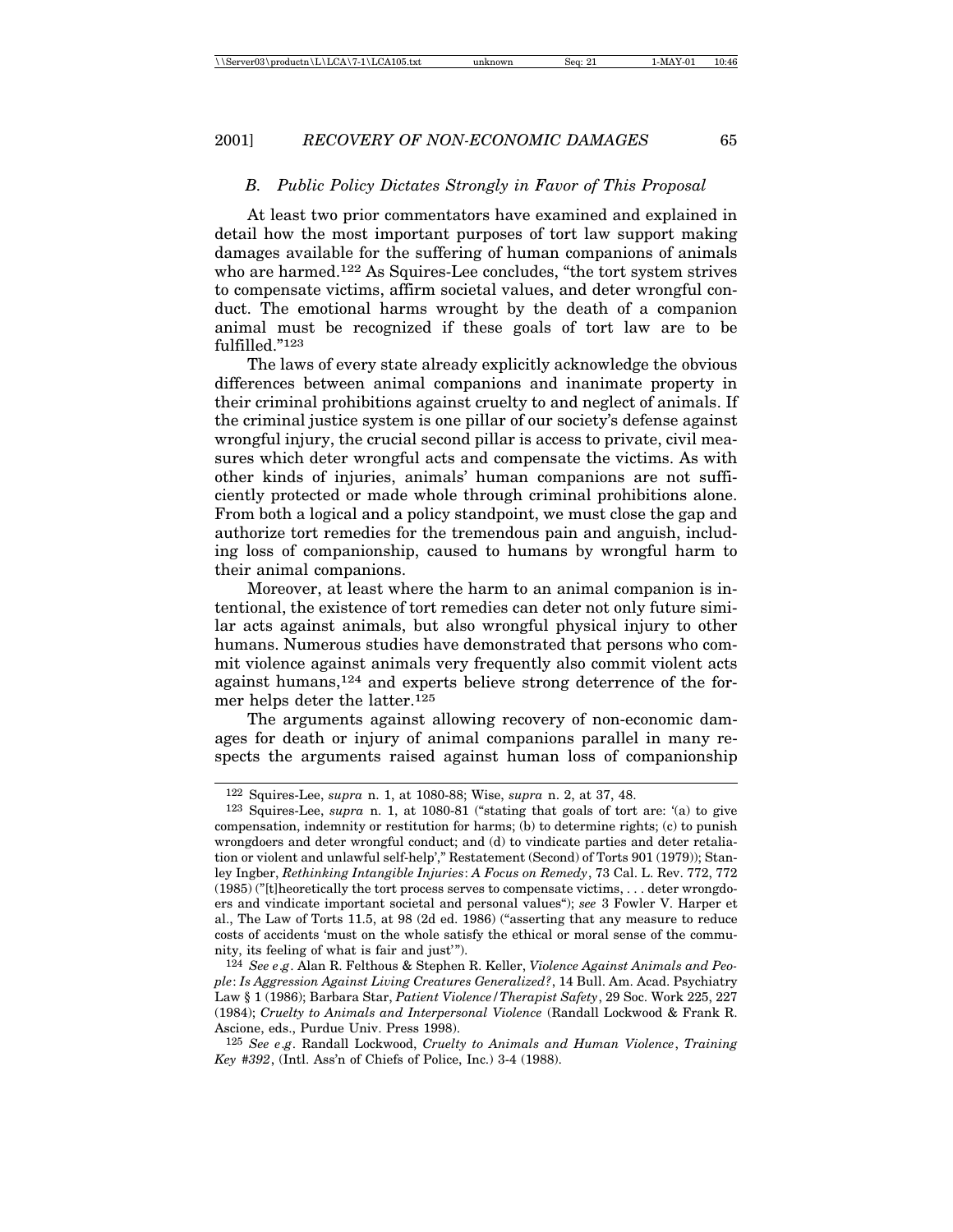### *B. Public Policy Dictates Strongly in Favor of This Proposal*

At least two prior commentators have examined and explained in detail how the most important purposes of tort law support making damages available for the suffering of human companions of animals who are harmed.[122] As Squires-Lee concludes, "the tort system strives to compensate victims, affirm societal values, and deter wrongful conduct. The emotional harms wrought by the death of a companion animal must be recognized if these goals of tort law are to be fulfilled."[123]

The laws of every state already explicitly acknowledge the obvious differences between animal companions and inanimate property in their criminal prohibitions against cruelty to and neglect of animals. If the criminal justice system is one pillar of our society's defense against wrongful injury, the crucial second pillar is access to private, civil measures which deter wrongful acts and compensate the victims. As with other kinds of injuries, animals' human companions are not sufficiently protected or made whole through criminal prohibitions alone. From both a logical and a policy standpoint, we must close the gap and authorize tort remedies for the tremendous pain and anguish, including loss of companionship, caused to humans by wrongful harm to their animal companions.

Moreover, at least where the harm to an animal companion is intentional, the existence of tort remedies can deter not only future similar acts against animals, but also wrongful physical injury to other humans. Numerous studies have demonstrated that persons who commit violence against animals very frequently also commit violent acts against humans,[124] and experts believe strong deterrence of the former helps deter the latter.[125]

The arguments against allowing recovery of non-economic damages for death or injury of animal companions parallel in many respects the arguments raised against human loss of companionship

---

[122] Squires-Lee, *supra* n. 1, at 1080-88; Wise, *supra* n. 2, at 37, 48.

[123] Squires-Lee, *supra* n. 1, at 1080-81 ("stating that goals of tort are: '(a) to give compensation, indemnity or restitution for harms; (b) to determine rights; (c) to punish wrongdoers and deter wrongful conduct; and (d) to vindicate parties and deter retaliation or violent and unlawful self-help'," Restatement (Second) of Torts 901 (1979)); Stanley Ingber, *Rethinking Intangible Injuries*: *A Focus on Remedy*, 73 Cal. L. Rev. 772, 772 (1985) ("[t]heoretically the tort process serves to compensate victims, . . . deter wrongdoers and vindicate important societal and personal values"); *see* 3 Fowler V. Harper et al., The Law of Torts 11.5, at 98 (2d ed. 1986) ("asserting that any measure to reduce costs of accidents 'must on the whole satisfy the ethical or moral sense of the community, its feeling of what is fair and just'").

[124] *See e.g*. Alan R. Felthous & Stephen R. Keller, *Violence Against Animals and People*: *Is Aggression Against Living Creatures Generalized?*, 14 Bull. Am. Acad. Psychiatry Law § 1 (1986); Barbara Star, *Patient Violence/Therapist Safety*, 29 Soc. Work 225, 227 (1984); *Cruelty to Animals and Interpersonal Violence* (Randall Lockwood & Frank R. Ascione, eds., Purdue Univ. Press 1998).

[125] *See e.g*. Randall Lockwood, *Cruelty to Animals and Human Violence*, *Training Key #392*, (Intl. Ass'n of Chiefs of Police, Inc.) 3-4 (1988).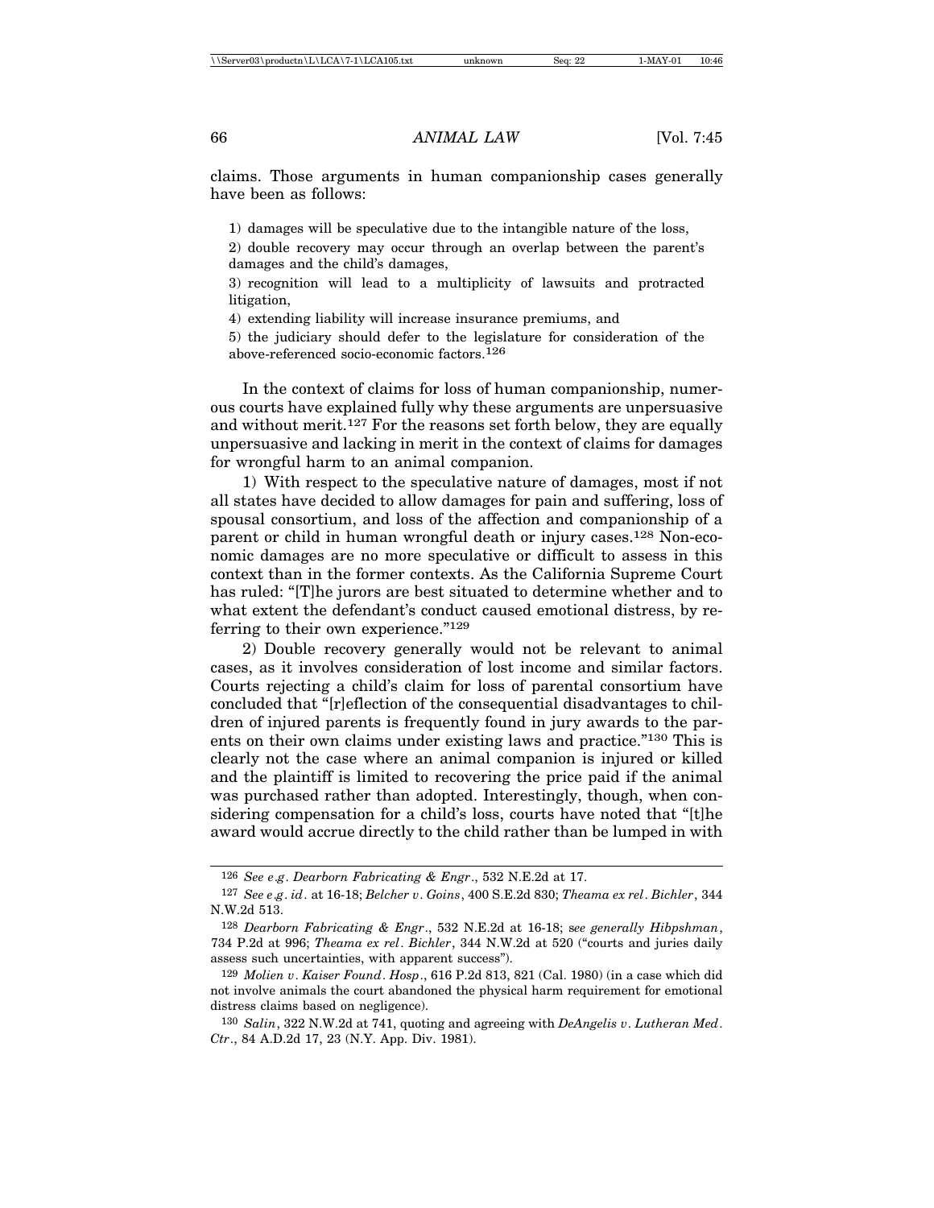claims. Those arguments in human companionship cases generally have been as follows:

1) damages will be speculative due to the intangible nature of the loss,

2) double recovery may occur through an overlap between the parent's damages and the child's damages,

3) recognition will lead to a multiplicity of lawsuits and protracted litigation,

4) extending liability will increase insurance premiums, and

5) the judiciary should defer to the legislature for consideration of the above-referenced socio-economic factors.[126]

In the context of claims for loss of human companionship, numerous courts have explained fully why these arguments are unpersuasive and without merit.[127] For the reasons set forth below, they are equally unpersuasive and lacking in merit in the context of claims for damages for wrongful harm to an animal companion.

1) With respect to the speculative nature of damages, most if not all states have decided to allow damages for pain and suffering, loss of spousal consortium, and loss of the affection and companionship of a parent or child in human wrongful death or injury cases.[128] Non-economic damages are no more speculative or difficult to assess in this context than in the former contexts. As the California Supreme Court has ruled: "[T]he jurors are best situated to determine whether and to what extent the defendant's conduct caused emotional distress, by referring to their own experience."[129]

2) Double recovery generally would not be relevant to animal cases, as it involves consideration of lost income and similar factors. Courts rejecting a child's claim for loss of parental consortium have concluded that "[r]eflection of the consequential disadvantages to children of injured parents is frequently found in jury awards to the parents on their own claims under existing laws and practice."[130] This is clearly not the case where an animal companion is injured or killed and the plaintiff is limited to recovering the price paid if the animal was purchased rather than adopted. Interestingly, though, when considering compensation for a child's loss, courts have noted that "[t]he award would accrue directly to the child rather than be lumped in with

---

[126] *See e.g. Dearborn Fabricating & Engr*., 532 N.E.2d at 17.

[127] *See e.g. id*. at 16-18; *Belcher v. Goins*, 400 S.E.2d 830; *Theama ex rel. Bichler*, 344 N.W.2d 513.

[128] *Dearborn Fabricating & Engr*., 532 N.E.2d at 16-18; s*ee generally Hibpshman*, 734 P.2d at 996; *Theama ex rel. Bichler*, 344 N.W.2d at 520 ("courts and juries daily assess such uncertainties, with apparent success").

[129] *Molien v. Kaiser Found. Hosp*., 616 P.2d 813, 821 (Cal. 1980) (in a case which did not involve animals the court abandoned the physical harm requirement for emotional distress claims based on negligence).

[130] *Salin*, 322 N.W.2d at 741, quoting and agreeing with *DeAngelis v. Lutheran Med. Ctr*., 84 A.D.2d 17, 23 (N.Y. App. Div. 1981).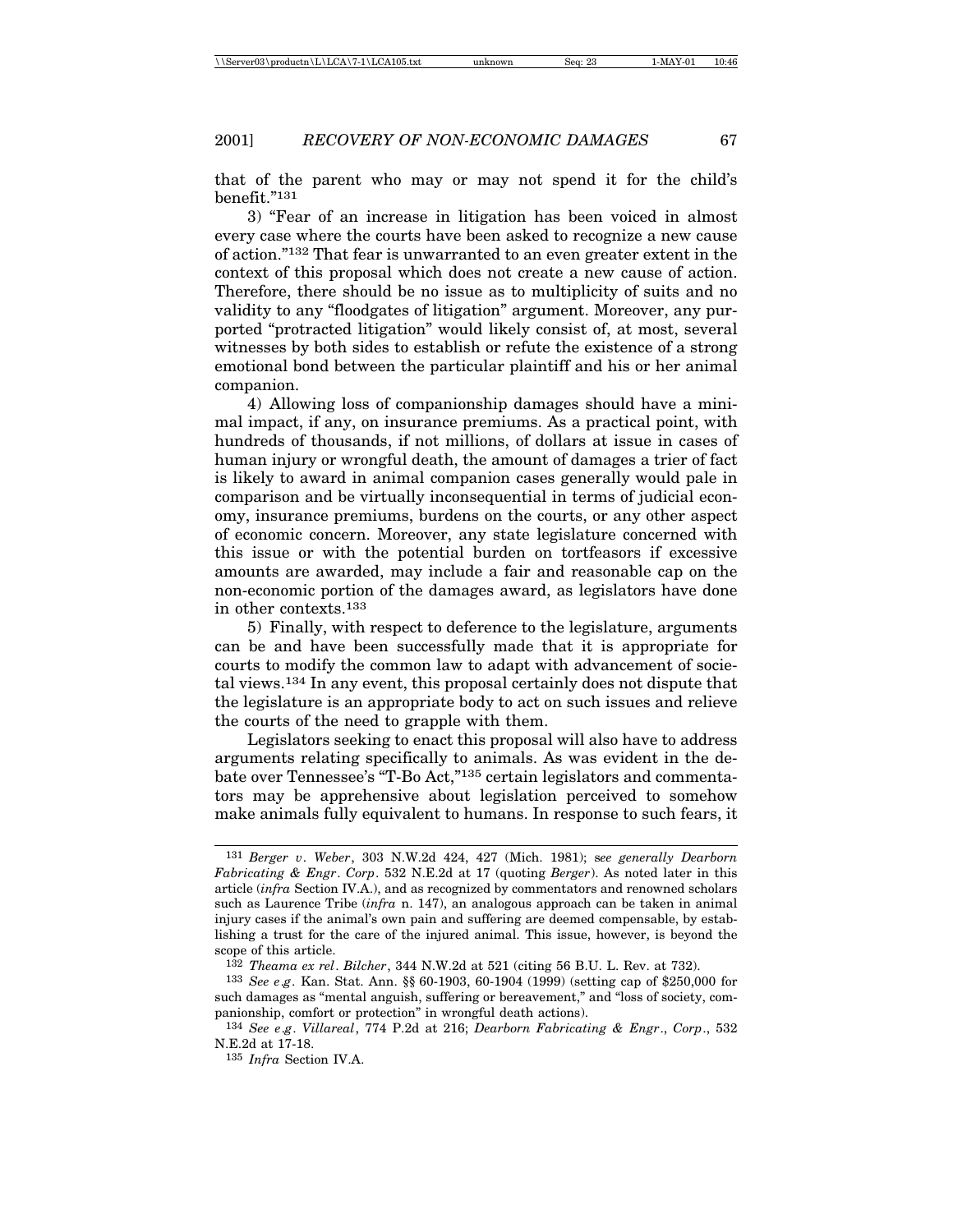that of the parent who may or may not spend it for the child's benefit."[131]

3) "Fear of an increase in litigation has been voiced in almost every case where the courts have been asked to recognize a new cause of action."[132] That fear is unwarranted to an even greater extent in the context of this proposal which does not create a new cause of action. Therefore, there should be no issue as to multiplicity of suits and no validity to any "floodgates of litigation" argument. Moreover, any purported "protracted litigation" would likely consist of, at most, several witnesses by both sides to establish or refute the existence of a strong emotional bond between the particular plaintiff and his or her animal companion.

4) Allowing loss of companionship damages should have a minimal impact, if any, on insurance premiums. As a practical point, with hundreds of thousands, if not millions, of dollars at issue in cases of human injury or wrongful death, the amount of damages a trier of fact is likely to award in animal companion cases generally would pale in comparison and be virtually inconsequential in terms of judicial economy, insurance premiums, burdens on the courts, or any other aspect of economic concern. Moreover, any state legislature concerned with this issue or with the potential burden on tortfeasors if excessive amounts are awarded, may include a fair and reasonable cap on the non-economic portion of the damages award, as legislators have done in other contexts.[133]

5) Finally, with respect to deference to the legislature, arguments can be and have been successfully made that it is appropriate for courts to modify the common law to adapt with advancement of societal views.[134] In any event, this proposal certainly does not dispute that the legislature is an appropriate body to act on such issues and relieve the courts of the need to grapple with them.

Legislators seeking to enact this proposal will also have to address arguments relating specifically to animals. As was evident in the debate over Tennessee's "T-Bo Act,"[135] certain legislators and commentators may be apprehensive about legislation perceived to somehow make animals fully equivalent to humans. In response to such fears, it

---

[131] *Berger v. Weber*, 303 N.W.2d 424, 427 (Mich. 1981); *see generally Dearborn Fabricating & Engr. Corp*. 532 N.E.2d at 17 (quoting *Berger*). As noted later in this article (*infra* Section IV.A.), and as recognized by commentators and renowned scholars such as Laurence Tribe (*infra* n. 147), an analogous approach can be taken in animal injury cases if the animal's own pain and suffering are deemed compensable, by establishing a trust for the care of the injured animal. This issue, however, is beyond the scope of this article.

[132] *Theama ex rel. Bilcher*, 344 N.W.2d at 521 (citing 56 B.U. L. Rev. at 732).

[133] *See e.g.* Kan. Stat. Ann. §§ 60-1903, 60-1904 (1999) (setting cap of $250,000 for such damages as "mental anguish, suffering or bereavement," and "loss of society, companionship, comfort or protection" in wrongful death actions).

[134] *See e.g. Villareal*, 774 P.2d at 216; *Dearborn Fabricating & Engr., Corp.*, 532 N.E.2d at 17-18.

[135] *Infra* Section IV.A.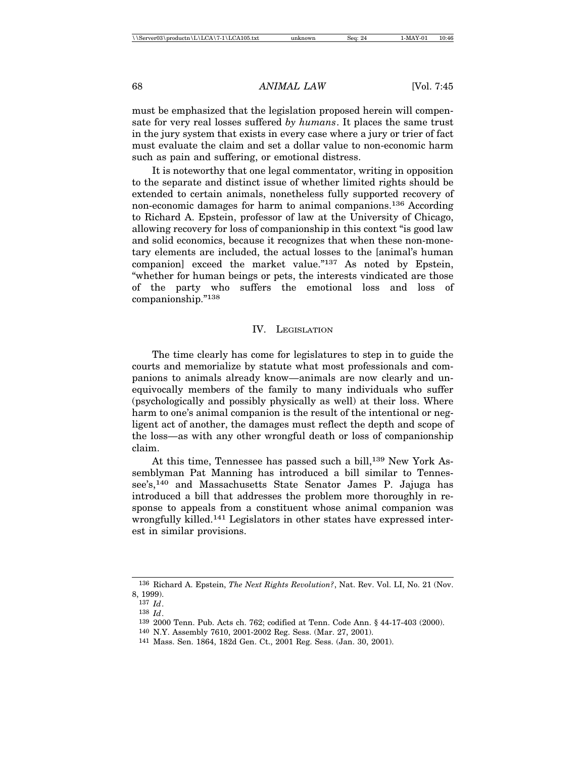must be emphasized that the legislation proposed herein will compensate for very real losses suffered *by humans*. It places the same trust in the jury system that exists in every case where a jury or trier of fact must evaluate the claim and set a dollar value to non-economic harm such as pain and suffering, or emotional distress.

It is noteworthy that one legal commentator, writing in opposition to the separate and distinct issue of whether limited rights should be extended to certain animals, nonetheless fully supported recovery of non-economic damages for harm to animal companions.[136] According to Richard A. Epstein, professor of law at the University of Chicago, allowing recovery for loss of companionship in this context "is good law and solid economics, because it recognizes that when these non-monetary elements are included, the actual losses to the [animal's human companion] exceed the market value."[137] As noted by Epstein, "whether for human beings or pets, the interests vindicated are those of the party who suffers the emotional loss and loss of companionship."[138]

## IV. Legislation

The time clearly has come for legislatures to step in to guide the courts and memorialize by statute what most professionals and companions to animals already know—animals are now clearly and unequivocally members of the family to many individuals who suffer (psychologically and possibly physically as well) at their loss. Where harm to one's animal companion is the result of the intentional or negligent act of another, the damages must reflect the depth and scope of the loss—as with any other wrongful death or loss of companionship claim.

At this time, Tennessee has passed such a bill,[139] New York Assemblyman Pat Manning has introduced a bill similar to Tennessee's,[140] and Massachusetts State Senator James P. Jajuga has introduced a bill that addresses the problem more thoroughly in response to appeals from a constituent whose animal companion was wrongfully killed.[141] Legislators in other states have expressed interest in similar provisions.

---

[136] Richard A. Epstein, *The Next Rights Revolution?*, Nat. Rev. Vol. LI, No. 21 (Nov. 8, 1999).

[137] *Id*.

[138] *Id*.

[139] 2000 Tenn. Pub. Acts ch. 762; codified at Tenn. Code Ann. § 44-17-403 (2000).

[140] N.Y. Assembly 7610, 2001-2002 Reg. Sess. (Mar. 27, 2001).

[141] Mass. Sen. 1864, 182d Gen. Ct., 2001 Reg. Sess. (Jan. 30, 2001).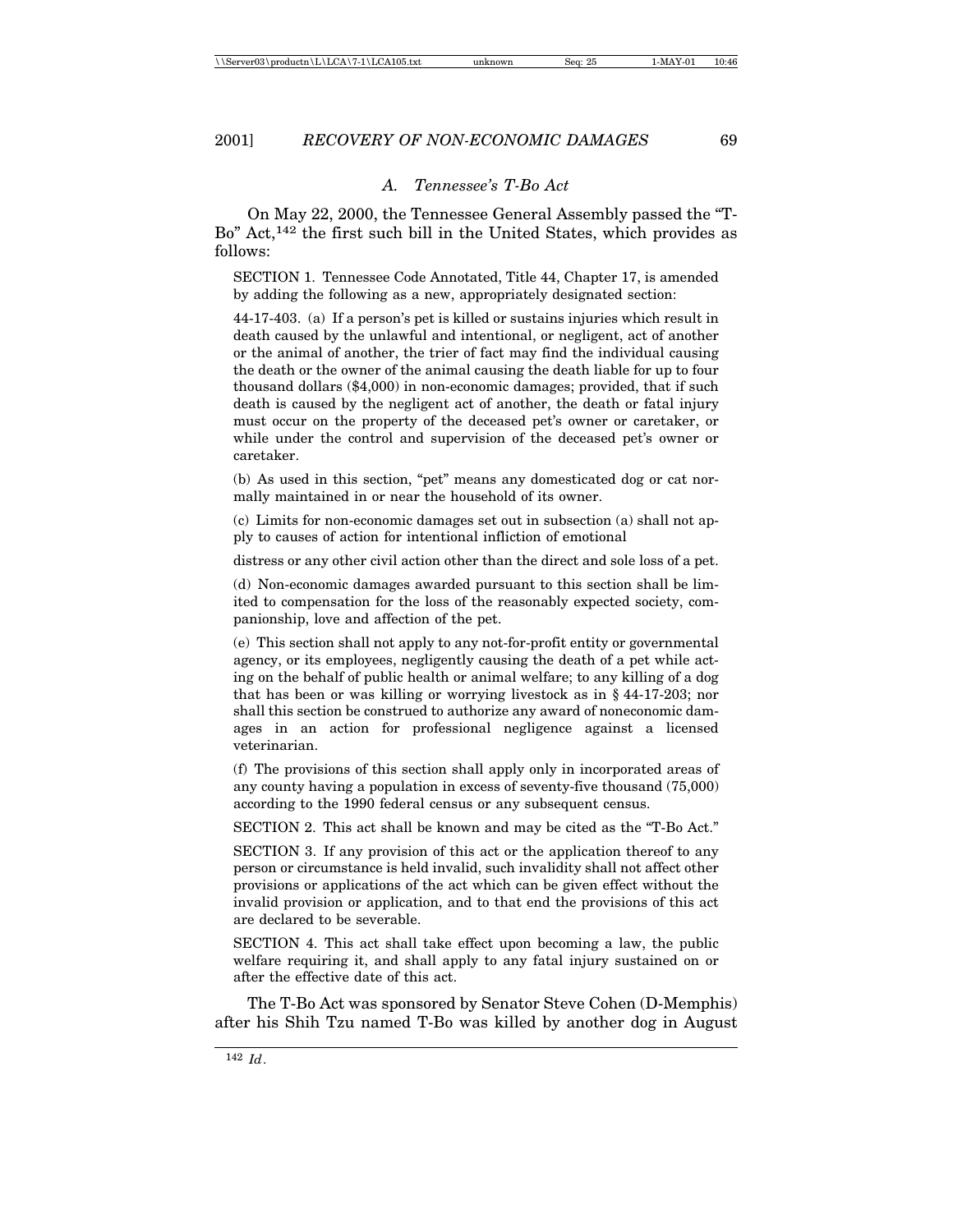### *A. Tennessee's T-Bo Act*

On May 22, 2000, the Tennessee General Assembly passed the "T-Bo" Act,[142] the first such bill in the United States, which provides as follows:

> SECTION 1. Tennessee Code Annotated, Title 44, Chapter 17, is amended by adding the following as a new, appropriately designated section:
>
> 44-17-403. (a) If a person's pet is killed or sustains injuries which result in death caused by the unlawful and intentional, or negligent, act of another or the animal of another, the trier of fact may find the individual causing the death or the owner of the animal causing the death liable for up to four thousand dollars ($4,000) in non-economic damages; provided, that if such death is caused by the negligent act of another, the death or fatal injury must occur on the property of the deceased pet's owner or caretaker, or while under the control and supervision of the deceased pet's owner or caretaker.
>
> (b) As used in this section, "pet" means any domesticated dog or cat normally maintained in or near the household of its owner.
>
> (c) Limits for non-economic damages set out in subsection (a) shall not apply to causes of action for intentional infliction of emotional distress or any other civil action other than the direct and sole loss of a pet.
>
> (d) Non-economic damages awarded pursuant to this section shall be limited to compensation for the loss of the reasonably expected society, companionship, love and affection of the pet.
>
> (e) This section shall not apply to any not-for-profit entity or governmental agency, or its employees, negligently causing the death of a pet while acting on the behalf of public health or animal welfare; to any killing of a dog that has been or was killing or worrying livestock as in § 44-17-203; nor shall this section be construed to authorize any award of noneconomic damages in an action for professional negligence against a licensed veterinarian.
>
> (f) The provisions of this section shall apply only in incorporated areas of any county having a population in excess of seventy-five thousand (75,000) according to the 1990 federal census or any subsequent census.
>
> SECTION 2. This act shall be known and may be cited as the "T-Bo Act."
>
> SECTION 3. If any provision of this act or the application thereof to any person or circumstance is held invalid, such invalidity shall not affect other provisions or applications of the act which can be given effect without the invalid provision or application, and to that end the provisions of this act are declared to be severable.
>
> SECTION 4. This act shall take effect upon becoming a law, the public welfare requiring it, and shall apply to any fatal injury sustained on or after the effective date of this act.

The T-Bo Act was sponsored by Senator Steve Cohen (D-Memphis) after his Shih Tzu named T-Bo was killed by another dog in August

---

[142] *Id.*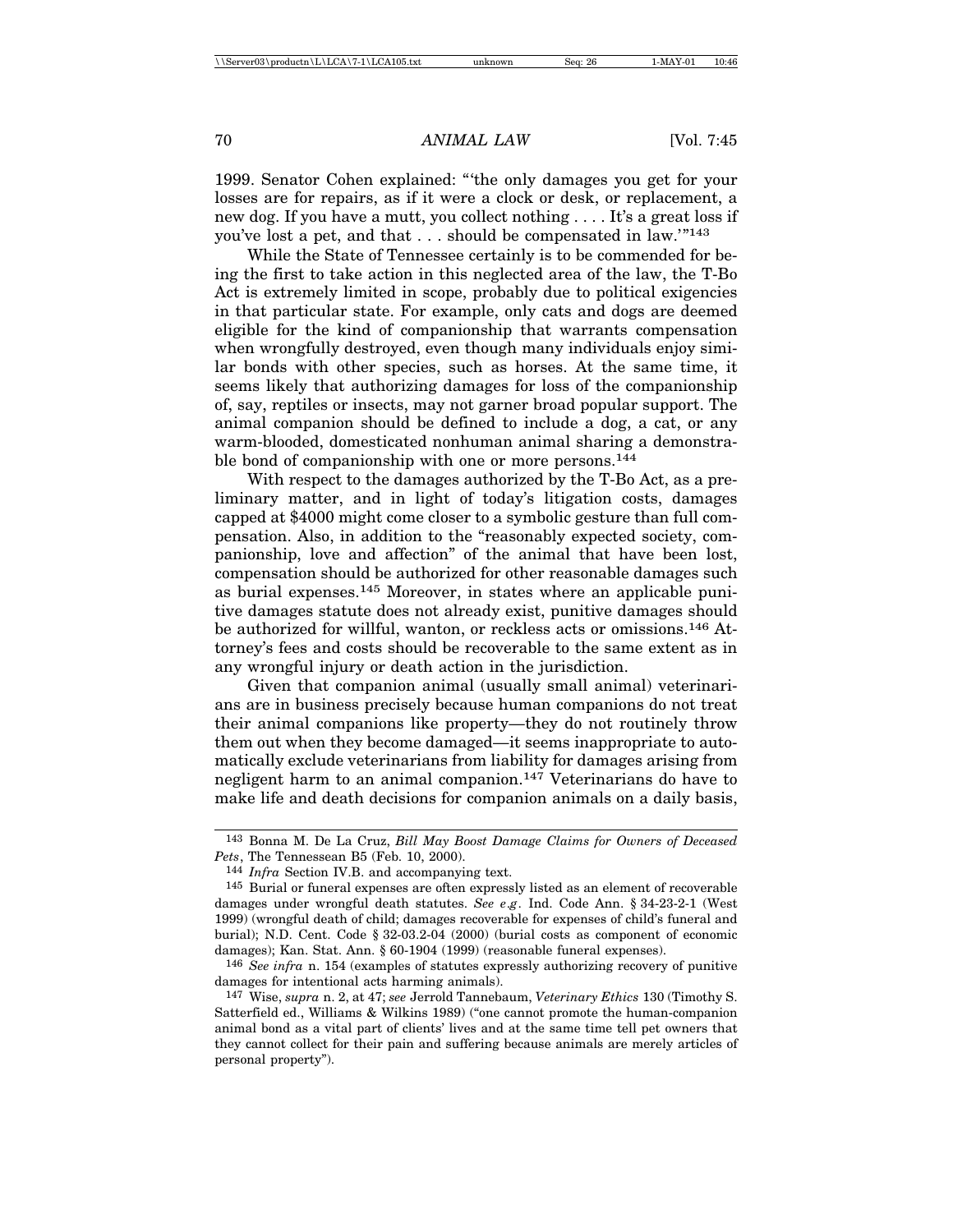1999. Senator Cohen explained: "'the only damages you get for your losses are for repairs, as if it were a clock or desk, or replacement, a new dog. If you have a mutt, you collect nothing . . . . It's a great loss if you've lost a pet, and that . . . should be compensated in law.'"[143]

While the State of Tennessee certainly is to be commended for being the first to take action in this neglected area of the law, the T-Bo Act is extremely limited in scope, probably due to political exigencies in that particular state. For example, only cats and dogs are deemed eligible for the kind of companionship that warrants compensation when wrongfully destroyed, even though many individuals enjoy similar bonds with other species, such as horses. At the same time, it seems likely that authorizing damages for loss of the companionship of, say, reptiles or insects, may not garner broad popular support. The animal companion should be defined to include a dog, a cat, or any warm-blooded, domesticated nonhuman animal sharing a demonstrable bond of companionship with one or more persons.[144]

With respect to the damages authorized by the T-Bo Act, as a preliminary matter, and in light of today's litigation costs, damages capped at $4000 might come closer to a symbolic gesture than full compensation. Also, in addition to the "reasonably expected society, companionship, love and affection" of the animal that have been lost, compensation should be authorized for other reasonable damages such as burial expenses.[145] Moreover, in states where an applicable punitive damages statute does not already exist, punitive damages should be authorized for willful, wanton, or reckless acts or omissions.[146] Attorney's fees and costs should be recoverable to the same extent as in any wrongful injury or death action in the jurisdiction.

Given that companion animal (usually small animal) veterinarians are in business precisely because human companions do not treat their animal companions like property—they do not routinely throw them out when they become damaged—it seems inappropriate to automatically exclude veterinarians from liability for damages arising from negligent harm to an animal companion.[147] Veterinarians do have to make life and death decisions for companion animals on a daily basis,

---

[143] Bonna M. De La Cruz, *Bill May Boost Damage Claims for Owners of Deceased Pets*, The Tennessean B5 (Feb. 10, 2000).

[144] *Infra* Section IV.B. and accompanying text.

[145] Burial or funeral expenses are often expressly listed as an element of recoverable damages under wrongful death statutes. *See e.g*. Ind. Code Ann. § 34-23-2-1 (West 1999) (wrongful death of child; damages recoverable for expenses of child's funeral and burial); N.D. Cent. Code § 32-03.2-04 (2000) (burial costs as component of economic damages); Kan. Stat. Ann. § 60-1904 (1999) (reasonable funeral expenses).

[146] *See infra* n. 154 (examples of statutes expressly authorizing recovery of punitive damages for intentional acts harming animals).

[147] Wise, *supra* n. 2, at 47; *see* Jerrold Tannebaum, *Veterinary Ethics* 130 (Timothy S. Satterfield ed., Williams & Wilkins 1989) ("one cannot promote the human-companion animal bond as a vital part of clients' lives and at the same time tell pet owners that they cannot collect for their pain and suffering because animals are merely articles of personal property").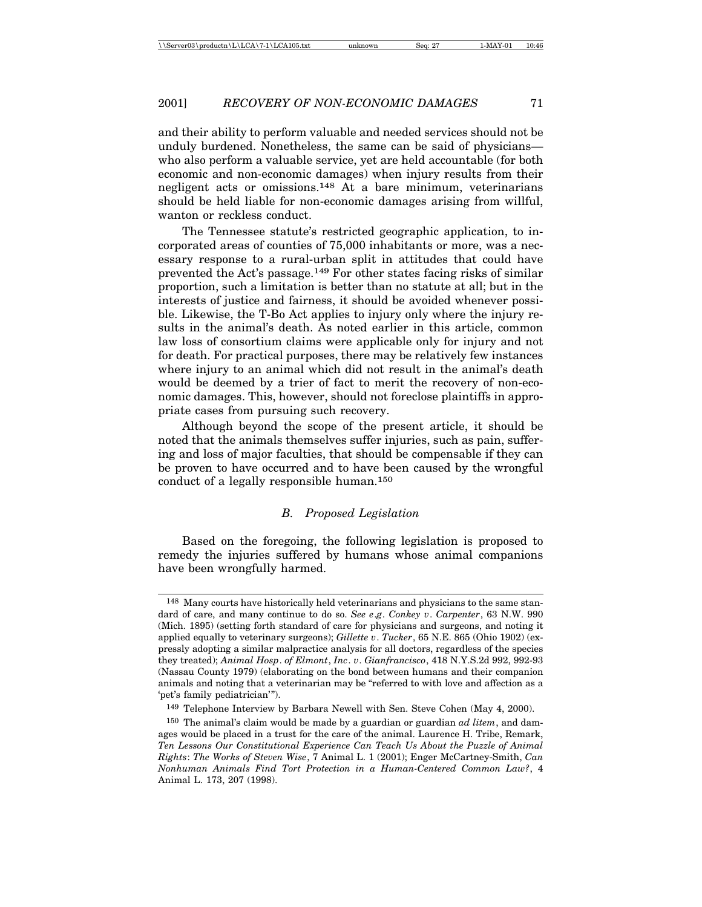and their ability to perform valuable and needed services should not be unduly burdened. Nonetheless, the same can be said of physicians—who also perform a valuable service, yet are held accountable (for both economic and non-economic damages) when injury results from their negligent acts or omissions.[148] At a bare minimum, veterinarians should be held liable for non-economic damages arising from willful, wanton or reckless conduct.

The Tennessee statute's restricted geographic application, to incorporated areas of counties of 75,000 inhabitants or more, was a necessary response to a rural-urban split in attitudes that could have prevented the Act's passage.[149] For other states facing risks of similar proportion, such a limitation is better than no statute at all; but in the interests of justice and fairness, it should be avoided whenever possible. Likewise, the T-Bo Act applies to injury only where the injury results in the animal's death. As noted earlier in this article, common law loss of consortium claims were applicable only for injury and not for death. For practical purposes, there may be relatively few instances where injury to an animal which did not result in the animal's death would be deemed by a trier of fact to merit the recovery of non-economic damages. This, however, should not foreclose plaintiffs in appropriate cases from pursuing such recovery.

Although beyond the scope of the present article, it should be noted that the animals themselves suffer injuries, such as pain, suffering and loss of major faculties, that should be compensable if they can be proven to have occurred and to have been caused by the wrongful conduct of a legally responsible human.[150]

### *B. Proposed Legislation*

Based on the foregoing, the following legislation is proposed to remedy the injuries suffered by humans whose animal companions have been wrongfully harmed.

---

148 Many courts have historically held veterinarians and physicians to the same standard of care, and many continue to do so. *See e.g. Conkey v. Carpenter*, 63 N.W. 990 (Mich. 1895) (setting forth standard of care for physicians and surgeons, and noting it applied equally to veterinary surgeons); *Gillette v. Tucker*, 65 N.E. 865 (Ohio 1902) (expressly adopting a similar malpractice analysis for all doctors, regardless of the species they treated); *Animal Hosp. of Elmont, Inc. v. Gianfrancisco*, 418 N.Y.S.2d 992, 992-93 (Nassau County 1979) (elaborating on the bond between humans and their companion animals and noting that a veterinarian may be "referred to with love and affection as a 'pet's family pediatrician'").

149 Telephone Interview by Barbara Newell with Sen. Steve Cohen (May 4, 2000).

150 The animal's claim would be made by a guardian or guardian *ad litem*, and damages would be placed in a trust for the care of the animal. Laurence H. Tribe, Remark, *Ten Lessons Our Constitutional Experience Can Teach Us About the Puzzle of Animal Rights*: *The Works of Steven Wise*, 7 Animal L. 1 (2001); Enger McCartney-Smith, *Can Nonhuman Animals Find Tort Protection in a Human-Centered Common Law?*, 4 Animal L. 173, 207 (1998).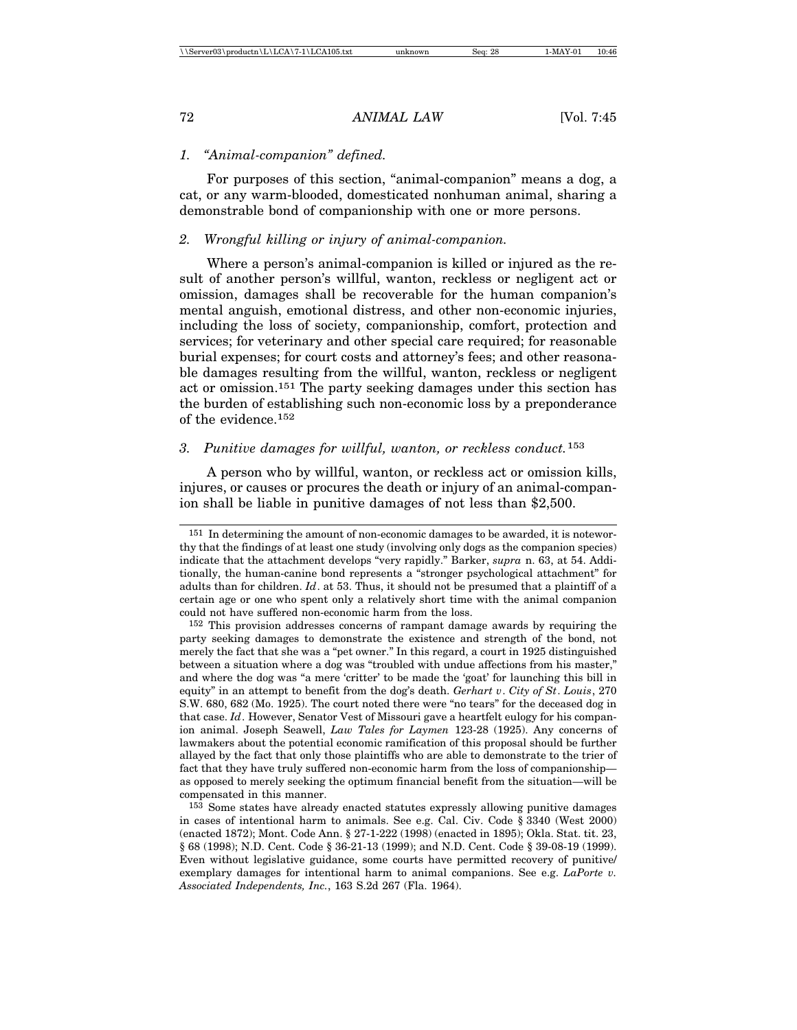### 1. *"Animal-companion" defined.*

For purposes of this section, "animal-companion" means a dog, a cat, or any warm-blooded, domesticated nonhuman animal, sharing a demonstrable bond of companionship with one or more persons.

### 2. *Wrongful killing or injury of animal-companion.*

Where a person's animal-companion is killed or injured as the result of another person's willful, wanton, reckless or negligent act or omission, damages shall be recoverable for the human companion's mental anguish, emotional distress, and other non-economic injuries, including the loss of society, companionship, comfort, protection and services; for veterinary and other special care required; for reasonable burial expenses; for court costs and attorney's fees; and other reasonable damages resulting from the willful, wanton, reckless or negligent act or omission.[151] The party seeking damages under this section has the burden of establishing such non-economic loss by a preponderance of the evidence.[152]

### 3. *Punitive damages for willful, wanton, or reckless conduct.*[153]

A person who by willful, wanton, or reckless act or omission kills, injures, or causes or procures the death or injury of an animal-companion shall be liable in punitive damages of not less than $2,500.

---

151 In determining the amount of non-economic damages to be awarded, it is noteworthy that the findings of at least one study (involving only dogs as the companion species) indicate that the attachment develops "very rapidly." Barker, *supra* n. 63, at 54. Additionally, the human-canine bond represents a "stronger psychological attachment" for adults than for children. *Id*. at 53. Thus, it should not be presumed that a plaintiff of a certain age or one who spent only a relatively short time with the animal companion could not have suffered non-economic harm from the loss.

152 This provision addresses concerns of rampant damage awards by requiring the party seeking damages to demonstrate the existence and strength of the bond, not merely the fact that she was a "pet owner." In this regard, a court in 1925 distinguished between a situation where a dog was "troubled with undue affections from his master," and where the dog was "a mere 'critter' to be made the 'goat' for launching this bill in equity" in an attempt to benefit from the dog's death. *Gerhart v. City of St. Louis*, 270 S.W. 680, 682 (Mo. 1925). The court noted there were "no tears" for the deceased dog in that case. *Id*. However, Senator Vest of Missouri gave a heartfelt eulogy for his companion animal. Joseph Seawell, *Law Tales for Laymen* 123-28 (1925). Any concerns of lawmakers about the potential economic ramification of this proposal should be further allayed by the fact that only those plaintiffs who are able to demonstrate to the trier of fact that they have truly suffered non-economic harm from the loss of companionship—as opposed to merely seeking the optimum financial benefit from the situation—will be compensated in this manner.

153 Some states have already enacted statutes expressly allowing punitive damages in cases of intentional harm to animals. See e.g. Cal. Civ. Code § 3340 (West 2000) (enacted 1872); Mont. Code Ann. § 27-1-222 (1998) (enacted in 1895); Okla. Stat. tit. 23, § 68 (1998); N.D. Cent. Code § 36-21-13 (1999); and N.D. Cent. Code § 39-08-19 (1999). Even without legislative guidance, some courts have permitted recovery of punitive/exemplary damages for intentional harm to animal companions. See e.g. *LaPorte v. Associated Independents, Inc.*, 163 S.2d 267 (Fla. 1964).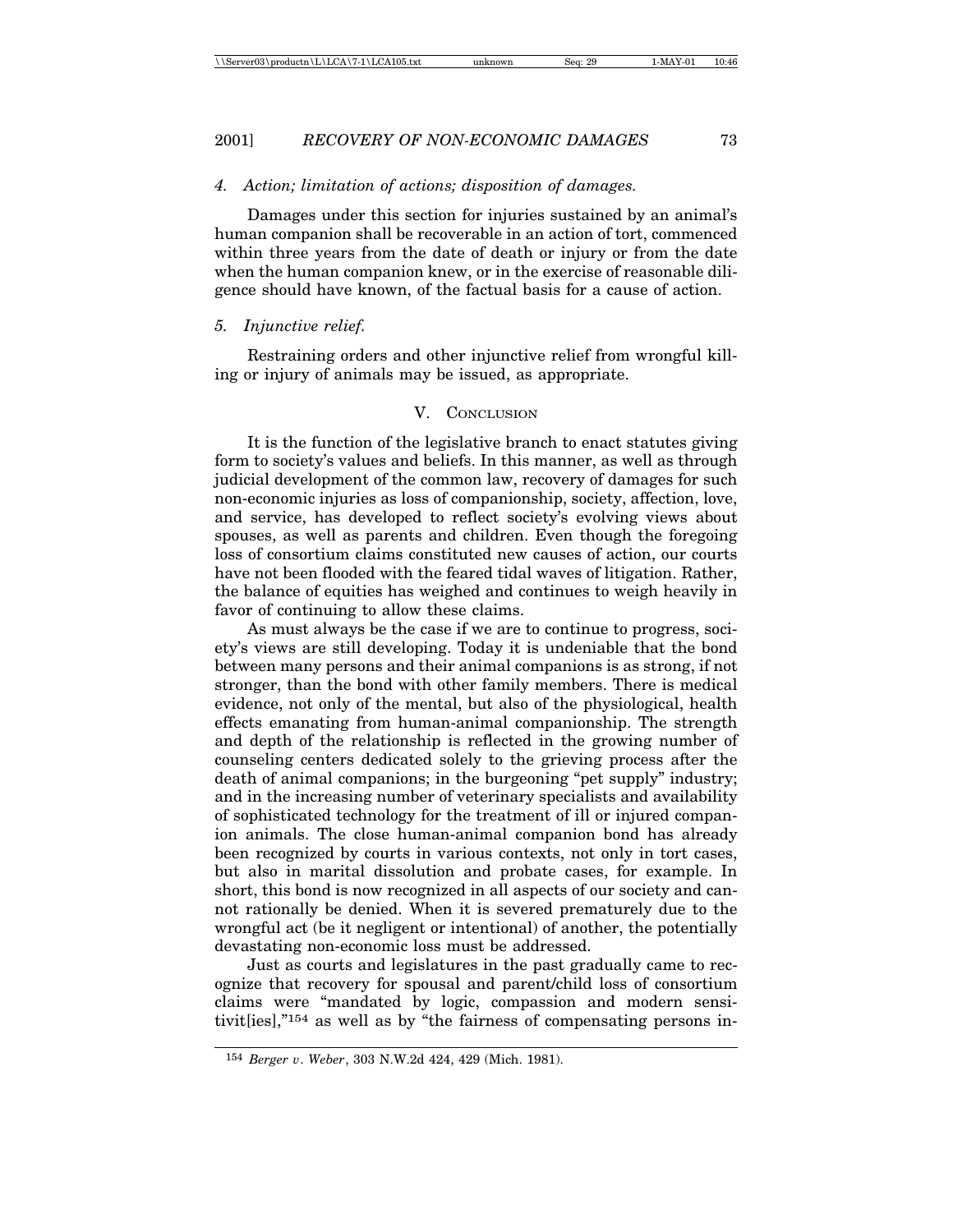*4. Action; limitation of actions; disposition of damages.*

Damages under this section for injuries sustained by an animal's human companion shall be recoverable in an action of tort, commenced within three years from the date of death or injury or from the date when the human companion knew, or in the exercise of reasonable diligence should have known, of the factual basis for a cause of action.

*5. Injunctive relief.*

Restraining orders and other injunctive relief from wrongful killing or injury of animals may be issued, as appropriate.

## V. Conclusion

It is the function of the legislative branch to enact statutes giving form to society's values and beliefs. In this manner, as well as through judicial development of the common law, recovery of damages for such non-economic injuries as loss of companionship, society, affection, love, and service, has developed to reflect society's evolving views about spouses, as well as parents and children. Even though the foregoing loss of consortium claims constituted new causes of action, our courts have not been flooded with the feared tidal waves of litigation. Rather, the balance of equities has weighed and continues to weigh heavily in favor of continuing to allow these claims.

As must always be the case if we are to continue to progress, society's views are still developing. Today it is undeniable that the bond between many persons and their animal companions is as strong, if not stronger, than the bond with other family members. There is medical evidence, not only of the mental, but also of the physiological, health effects emanating from human-animal companionship. The strength and depth of the relationship is reflected in the growing number of counseling centers dedicated solely to the grieving process after the death of animal companions; in the burgeoning "pet supply" industry; and in the increasing number of veterinary specialists and availability of sophisticated technology for the treatment of ill or injured companion animals. The close human-animal companion bond has already been recognized by courts in various contexts, not only in tort cases, but also in marital dissolution and probate cases, for example. In short, this bond is now recognized in all aspects of our society and cannot rationally be denied. When it is severed prematurely due to the wrongful act (be it negligent or intentional) of another, the potentially devastating non-economic loss must be addressed.

Just as courts and legislatures in the past gradually came to recognize that recovery for spousal and parent/child loss of consortium claims were "mandated by logic, compassion and modern sensitivit[ies],"[154] as well as by "the fairness of compensating persons in-

[154] *Berger v. Weber*, 303 N.W.2d 424, 429 (Mich. 1981).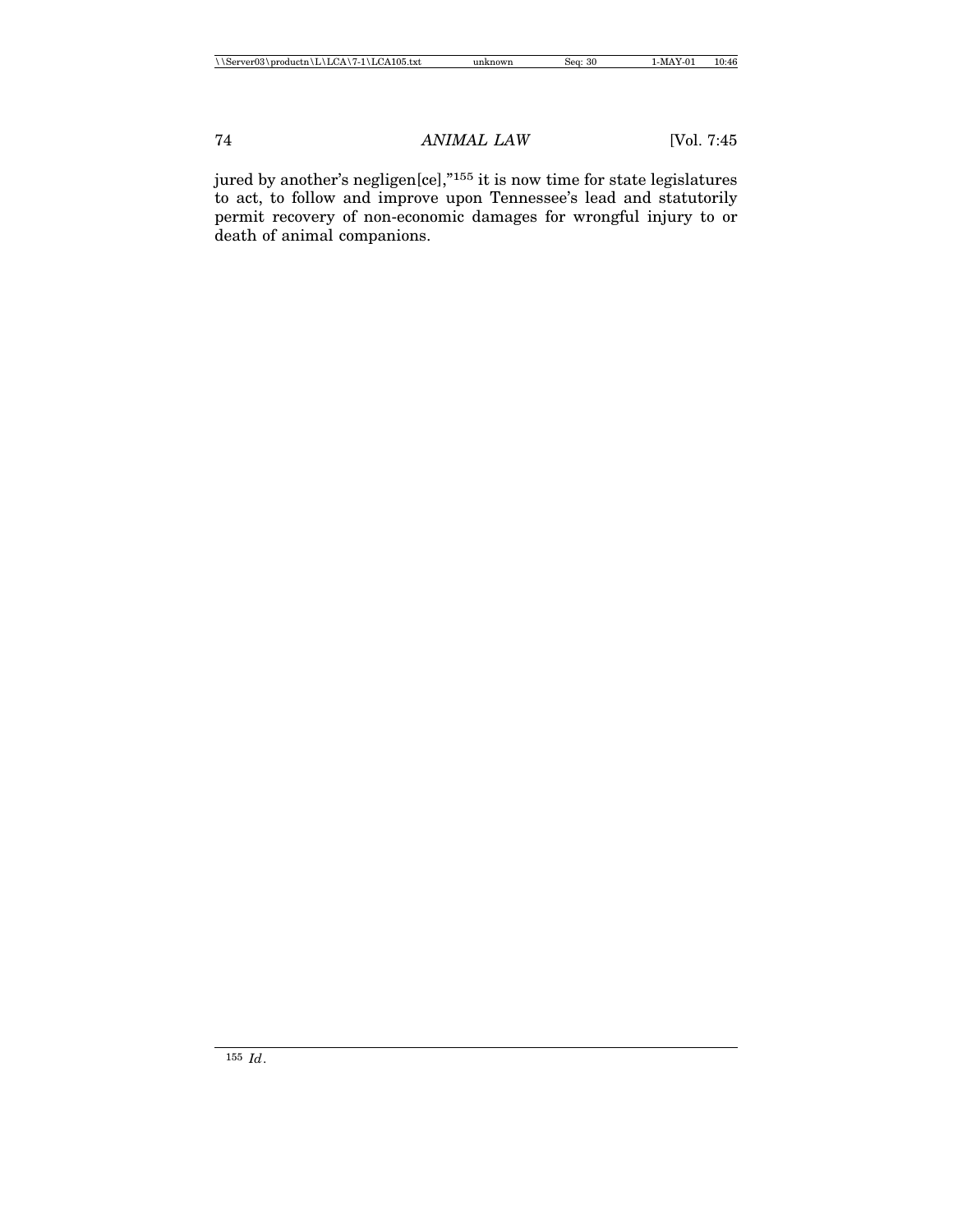jured by another's negligen[ce],"[155] it is now time for state legislatures to act, to follow and improve upon Tennessee's lead and statutorily permit recovery of non-economic damages for wrongful injury to or death of animal companions.

---

[155] *Id.*